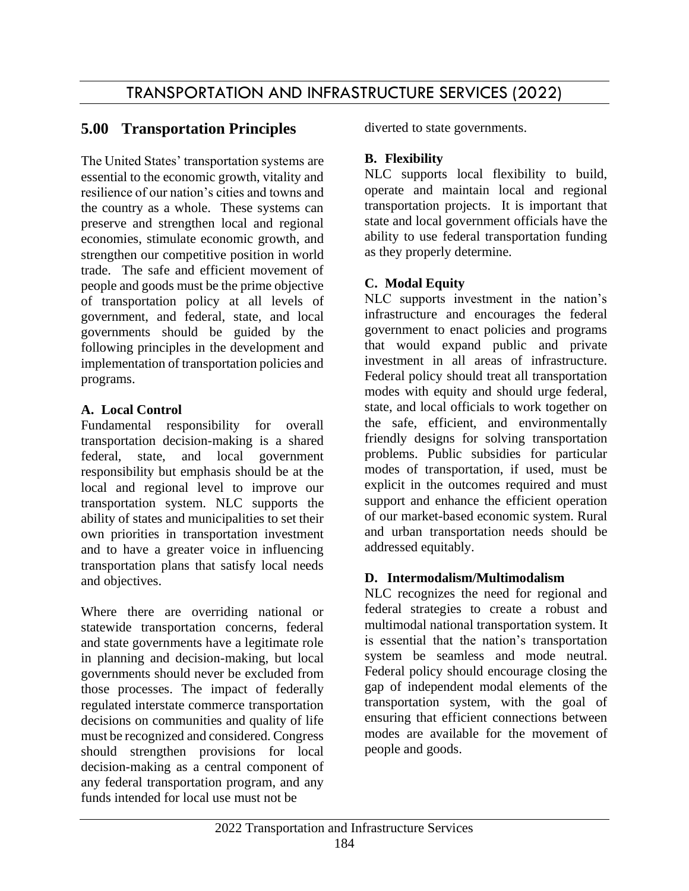# TRANSPORTATION AND INFRASTRUCTURE SERVICES (2022)

## 5.00 Transportation Principles

The United States' transportation systems are essential to the economic growth, vitality and resilience of our nation's cities and towns and the country as a whole. These systems can preserve and strengthen local and regional economies, stimulate economic growth, and strengthen our competitive position in world trade. The safe and efficient movement of people and goods must be the prime objective of transportation policy at all levels of government, and federal, state, and local governments should be guided by the following principles in the development and implementation of transportation policies and programs.

### A. Local Control

Fundamental responsibility for overall transportation decision-making is a shared federal, state, and local government responsibility but emphasis should be at the local and regional level to improve our transportation system. NLC supports the ability of states and municipalities to set their own priorities in transportation investment and to have a greater voice in influencing transportation plans that satisfy local needs and objectives.

Where there are overriding national or statewide transportation concerns, federal and state governments have a legitimate role in planning and decision-making, but local governments should never be excluded from those processes. The impact of federally regulated interstate commerce transportation decisions on communities and quality of life must be recognized and considered. Congress should strengthen provisions for local decision-making as a central component of any federal transportation program, and any funds intended for local use must not be diverted to state governments.

### B. Flexibility

NLC supports local flexibility to build, operate and maintain local and regional transportation projects. It is important that state and local government officials have the ability to use federal transportation funding as they properly determine.

### C. Modal Equity

NLC supports investment in the nation's infrastructure and encourages the federal government to enact policies and programs that would expand public and private investment in all areas of infrastructure. Federal policy should treat all transportation modes with equity and should urge federal, state, and local officials to work together on the safe, efficient, and environmentally friendly designs for solving transportation problems. Public subsidies for particular modes of transportation, if used, must be explicit in the outcomes required and must support and enhance the efficient operation of our market-based economic system. Rural and urban transportation needs should be addressed equitably.

### D. Intermodalism/Multimodalism

NLC recognizes the need for regional and federal strategies to create a robust and multimodal national transportation system. It is essential that the nation's transportation system be seamless and mode neutral. Federal policy should encourage closing the gap of independent modal elements of the transportation system, with the goal of ensuring that efficient connections between modes are available for the movement of people and goods.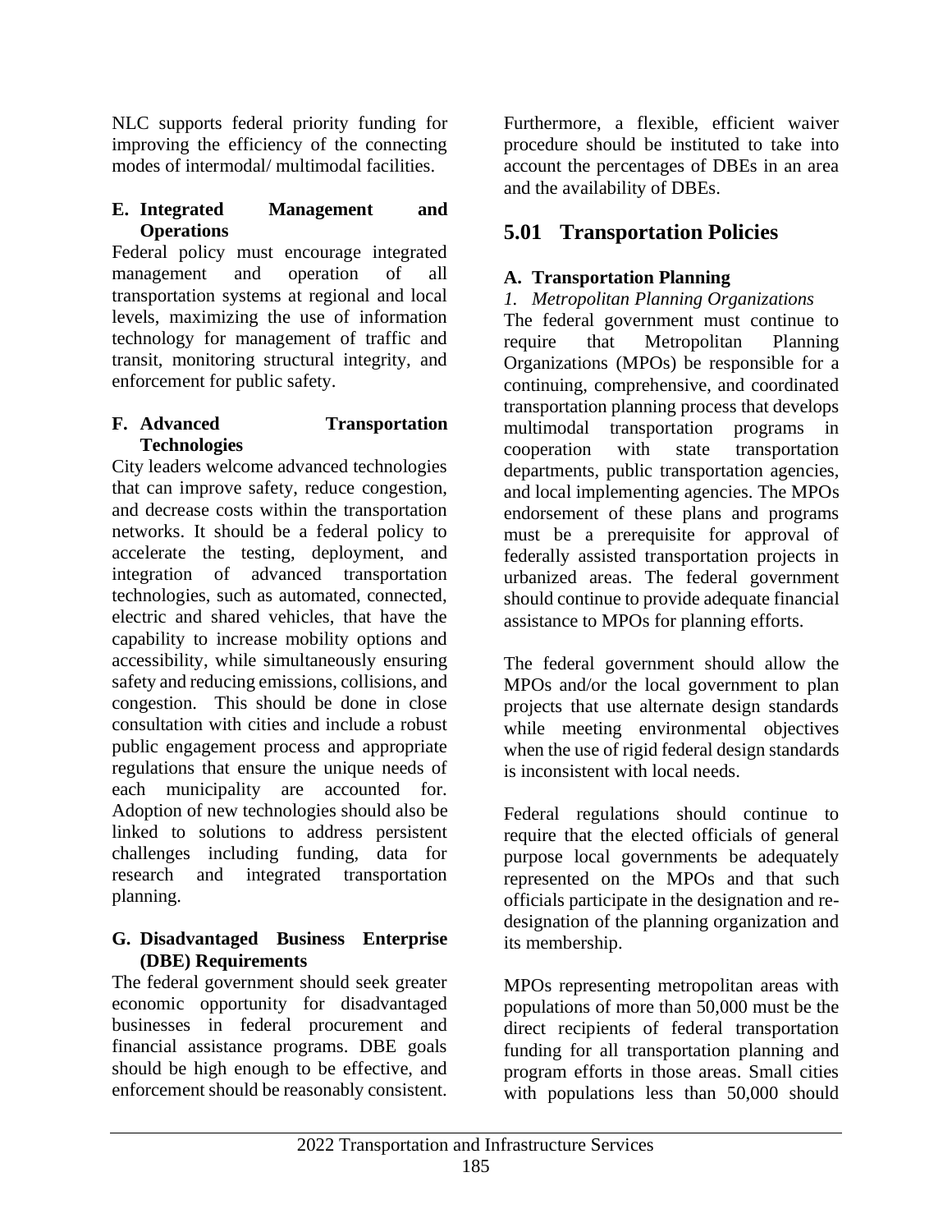NLC supports federal priority funding for improving the efficiency of the connecting modes of intermodal/ multimodal facilities.

**E. Integrated Management and Operations**

Federal policy must encourage integrated management and operation of all transportation systems at regional and local levels, maximizing the use of information technology for management of traffic and transit, monitoring structural integrity, and enforcement for public safety.

**F. Advanced Transportation Technologies**

City leaders welcome advanced technologies that can improve safety, reduce congestion, and decrease costs within the transportation networks. It should be a federal policy to accelerate the testing, deployment, and integration of advanced transportation technologies, such as automated, connected, electric and shared vehicles, that have the capability to increase mobility options and accessibility, while simultaneously ensuring safety and reducing emissions, collisions, and congestion. This should be done in close consultation with cities and include a robust public engagement process and appropriate regulations that ensure the unique needs of each municipality are accounted for. Adoption of new technologies should also be linked to solutions to address persistent challenges including funding, data for research and integrated transportation planning.

**G. Disadvantaged Business Enterprise (DBE) Requirements**

The federal government should seek greater economic opportunity for disadvantaged businesses in federal procurement and financial assistance programs. DBE goals should be high enough to be effective, and enforcement should be reasonably consistent. Furthermore, a flexible, efficient waiver procedure should be instituted to take into account the percentages of DBEs in an area and the availability of DBEs.

## 5.01 Transportation Policies

**A. Transportation Planning**

*1. Metropolitan Planning Organizations*

The federal government must continue to require that Metropolitan Planning Organizations (MPOs) be responsible for a continuing, comprehensive, and coordinated transportation planning process that develops multimodal transportation programs in cooperation with state transportation departments, public transportation agencies, and local implementing agencies. The MPOs endorsement of these plans and programs must be a prerequisite for approval of federally assisted transportation projects in urbanized areas. The federal government should continue to provide adequate financial assistance to MPOs for planning efforts.

The federal government should allow the MPOs and/or the local government to plan projects that use alternate design standards while meeting environmental objectives when the use of rigid federal design standards is inconsistent with local needs.

Federal regulations should continue to require that the elected officials of general purpose local governments be adequately represented on the MPOs and that such officials participate in the designation and re-designation of the planning organization and its membership.

MPOs representing metropolitan areas with populations of more than 50,000 must be the direct recipients of federal transportation funding for all transportation planning and program efforts in those areas. Small cities with populations less than 50,000 should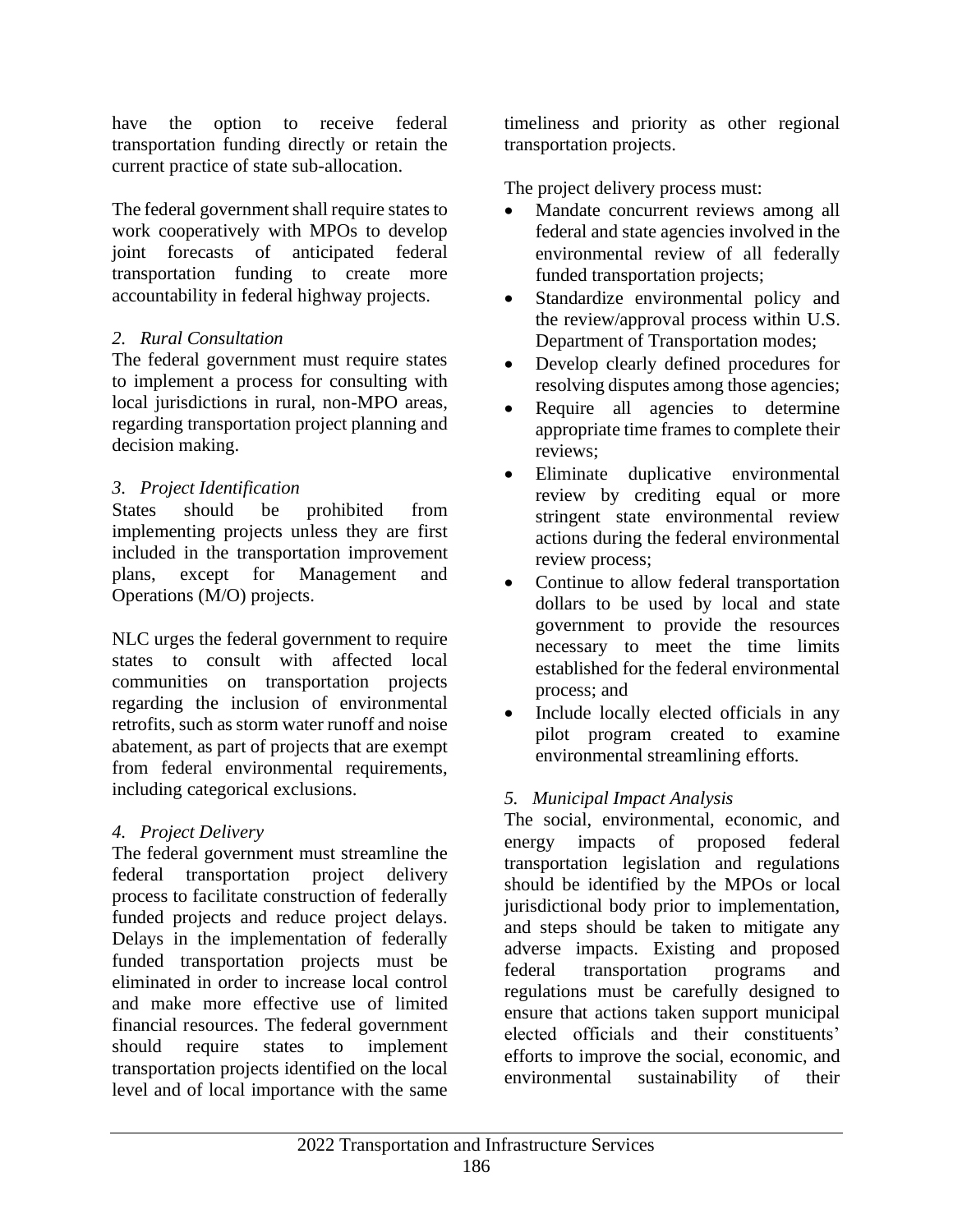have the option to receive federal transportation funding directly or retain the current practice of state sub-allocation.

The federal government shall require states to work cooperatively with MPOs to develop joint forecasts of anticipated federal transportation funding to create more accountability in federal highway projects.

*2. Rural Consultation*

The federal government must require states to implement a process for consulting with local jurisdictions in rural, non-MPO areas, regarding transportation project planning and decision making.

*3. Project Identification*

States should be prohibited from implementing projects unless they are first included in the transportation improvement plans, except for Management and Operations (M/O) projects.

NLC urges the federal government to require states to consult with affected local communities on transportation projects regarding the inclusion of environmental retrofits, such as storm water runoff and noise abatement, as part of projects that are exempt from federal environmental requirements, including categorical exclusions.

*4. Project Delivery*

The federal government must streamline the federal transportation project delivery process to facilitate construction of federally funded projects and reduce project delays. Delays in the implementation of federally funded transportation projects must be eliminated in order to increase local control and make more effective use of limited financial resources. The federal government should require states to implement transportation projects identified on the local level and of local importance with the same timeliness and priority as other regional transportation projects.

The project delivery process must:

- Mandate concurrent reviews among all federal and state agencies involved in the environmental review of all federally funded transportation projects;
- Standardize environmental policy and the review/approval process within U.S. Department of Transportation modes;
- Develop clearly defined procedures for resolving disputes among those agencies;
- Require all agencies to determine appropriate time frames to complete their reviews;
- Eliminate duplicative environmental review by crediting equal or more stringent state environmental review actions during the federal environmental review process;
- Continue to allow federal transportation dollars to be used by local and state government to provide the resources necessary to meet the time limits established for the federal environmental process; and
- Include locally elected officials in any pilot program created to examine environmental streamlining efforts.

*5. Municipal Impact Analysis*

The social, environmental, economic, and energy impacts of proposed federal transportation legislation and regulations should be identified by the MPOs or local jurisdictional body prior to implementation, and steps should be taken to mitigate any adverse impacts. Existing and proposed federal transportation programs and regulations must be carefully designed to ensure that actions taken support municipal elected officials and their constituents' efforts to improve the social, economic, and environmental sustainability of their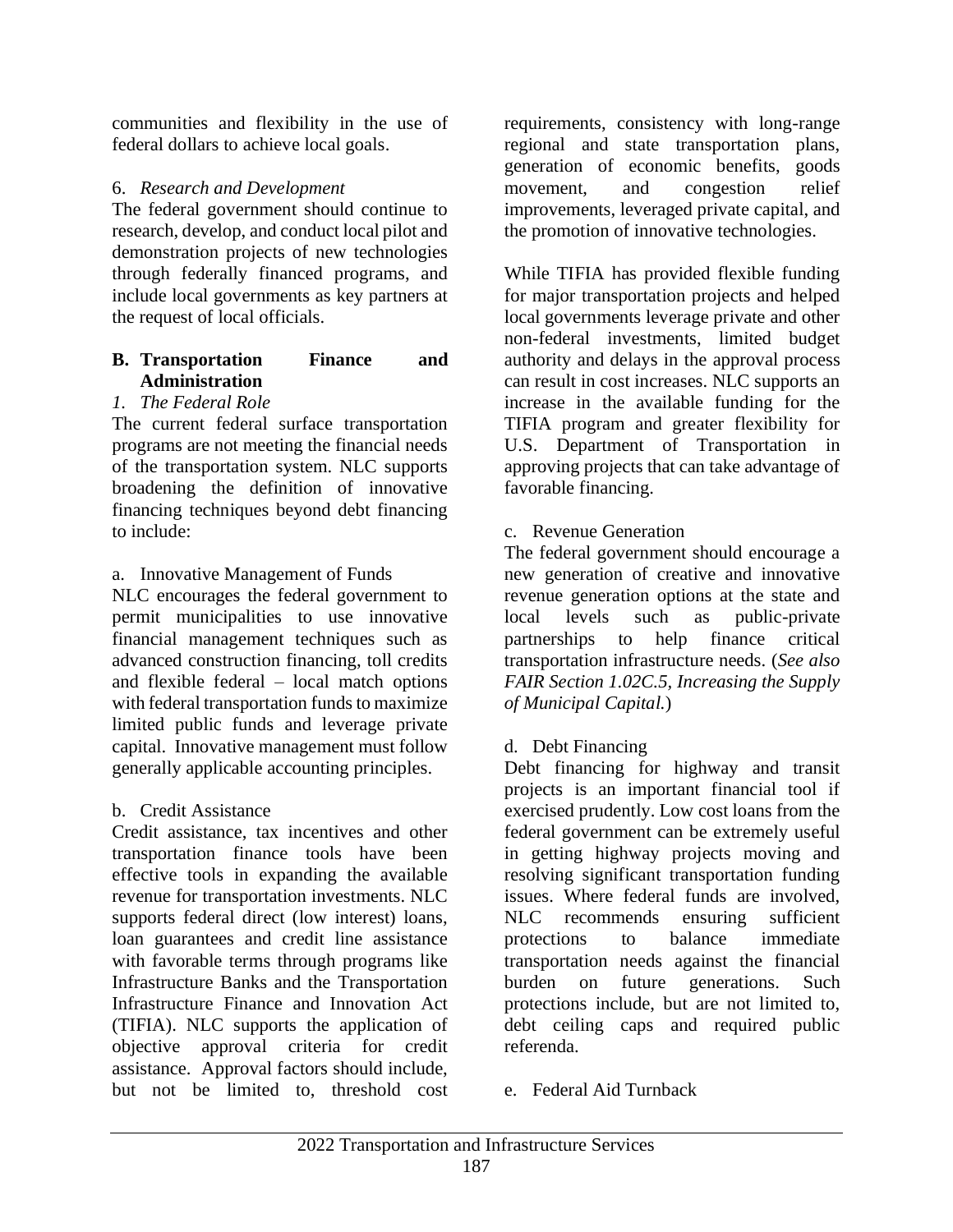communities and flexibility in the use of federal dollars to achieve local goals.

6. *Research and Development*

The federal government should continue to research, develop, and conduct local pilot and demonstration projects of new technologies through federally financed programs, and include local governments as key partners at the request of local officials.

## B. Transportation Finance and Administration

*1. The Federal Role*

The current federal surface transportation programs are not meeting the financial needs of the transportation system. NLC supports broadening the definition of innovative financing techniques beyond debt financing to include:

a. Innovative Management of Funds

NLC encourages the federal government to permit municipalities to use innovative financial management techniques such as advanced construction financing, toll credits and flexible federal – local match options with federal transportation funds to maximize limited public funds and leverage private capital. Innovative management must follow generally applicable accounting principles.

b. Credit Assistance

Credit assistance, tax incentives and other transportation finance tools have been effective tools in expanding the available revenue for transportation investments. NLC supports federal direct (low interest) loans, loan guarantees and credit line assistance with favorable terms through programs like Infrastructure Banks and the Transportation Infrastructure Finance and Innovation Act (TIFIA). NLC supports the application of objective approval criteria for credit assistance. Approval factors should include, but not be limited to, threshold cost requirements, consistency with long-range regional and state transportation plans, generation of economic benefits, goods movement, and congestion relief improvements, leveraged private capital, and the promotion of innovative technologies.

While TIFIA has provided flexible funding for major transportation projects and helped local governments leverage private and other non-federal investments, limited budget authority and delays in the approval process can result in cost increases. NLC supports an increase in the available funding for the TIFIA program and greater flexibility for U.S. Department of Transportation in approving projects that can take advantage of favorable financing.

c. Revenue Generation

The federal government should encourage a new generation of creative and innovative revenue generation options at the state and local levels such as public-private partnerships to help finance critical transportation infrastructure needs. (*See also FAIR Section 1.02C.5, Increasing the Supply of Municipal Capital.*)

d. Debt Financing

Debt financing for highway and transit projects is an important financial tool if exercised prudently. Low cost loans from the federal government can be extremely useful in getting highway projects moving and resolving significant transportation funding issues. Where federal funds are involved, NLC recommends ensuring sufficient protections to balance immediate transportation needs against the financial burden on future generations. Such protections include, but are not limited to, debt ceiling caps and required public referenda.

e. Federal Aid Turnback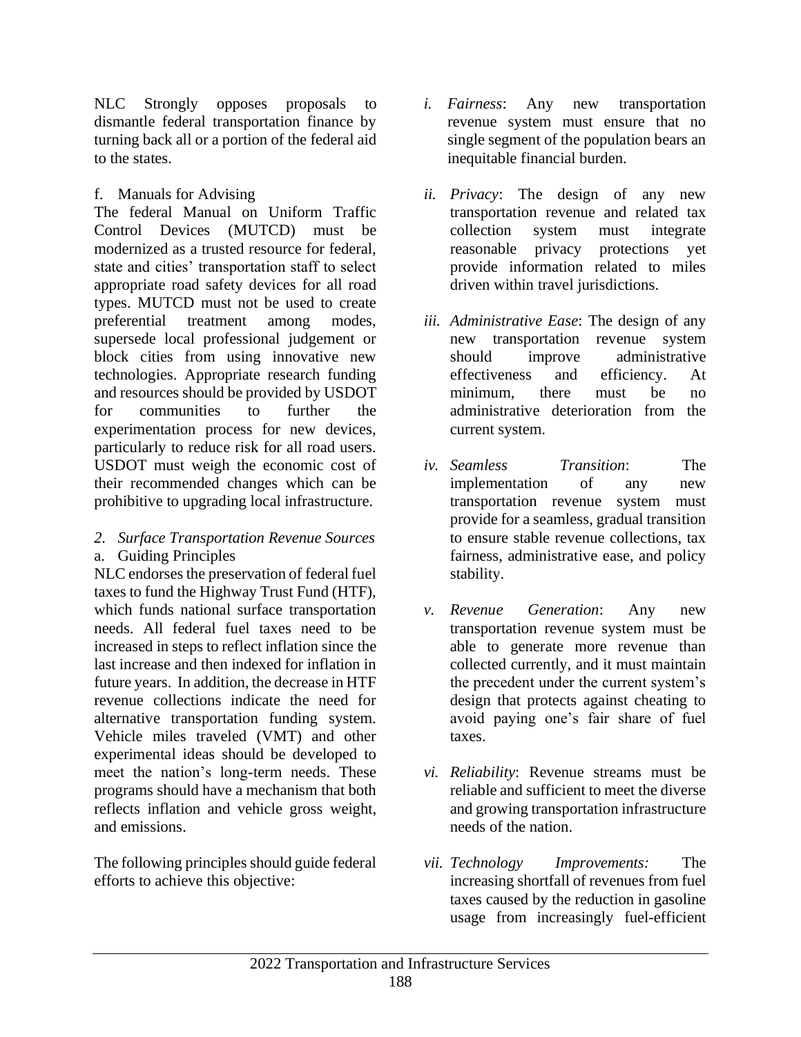NLC Strongly opposes proposals to dismantle federal transportation finance by turning back all or a portion of the federal aid to the states.

f. Manuals for Advising

The federal Manual on Uniform Traffic Control Devices (MUTCD) must be modernized as a trusted resource for federal, state and cities' transportation staff to select appropriate road safety devices for all road types. MUTCD must not be used to create preferential treatment among modes, supersede local professional judgement or block cities from using innovative new technologies. Appropriate research funding and resources should be provided by USDOT for communities to further the experimentation process for new devices, particularly to reduce risk for all road users. USDOT must weigh the economic cost of their recommended changes which can be prohibitive to upgrading local infrastructure.

*2. Surface Transportation Revenue Sources*

a. Guiding Principles

NLC endorses the preservation of federal fuel taxes to fund the Highway Trust Fund (HTF), which funds national surface transportation needs. All federal fuel taxes need to be increased in steps to reflect inflation since the last increase and then indexed for inflation in future years. In addition, the decrease in HTF revenue collections indicate the need for alternative transportation funding system. Vehicle miles traveled (VMT) and other experimental ideas should be developed to meet the nation's long-term needs. These programs should have a mechanism that both reflects inflation and vehicle gross weight, and emissions.

The following principles should guide federal efforts to achieve this objective:

*i. Fairness*: Any new transportation revenue system must ensure that no single segment of the population bears an inequitable financial burden.

*ii. Privacy*: The design of any new transportation revenue and related tax collection system must integrate reasonable privacy protections yet provide information related to miles driven within travel jurisdictions.

*iii. Administrative Ease*: The design of any new transportation revenue system should improve administrative effectiveness and efficiency. At minimum, there must be no administrative deterioration from the current system.

*iv. Seamless Transition*: The implementation of any new transportation revenue system must provide for a seamless, gradual transition to ensure stable revenue collections, tax fairness, administrative ease, and policy stability.

*v. Revenue Generation*: Any new transportation revenue system must be able to generate more revenue than collected currently, and it must maintain the precedent under the current system's design that protects against cheating to avoid paying one's fair share of fuel taxes.

*vi. Reliability*: Revenue streams must be reliable and sufficient to meet the diverse and growing transportation infrastructure needs of the nation.

*vii. Technology Improvements:* The increasing shortfall of revenues from fuel taxes caused by the reduction in gasoline usage from increasingly fuel-efficient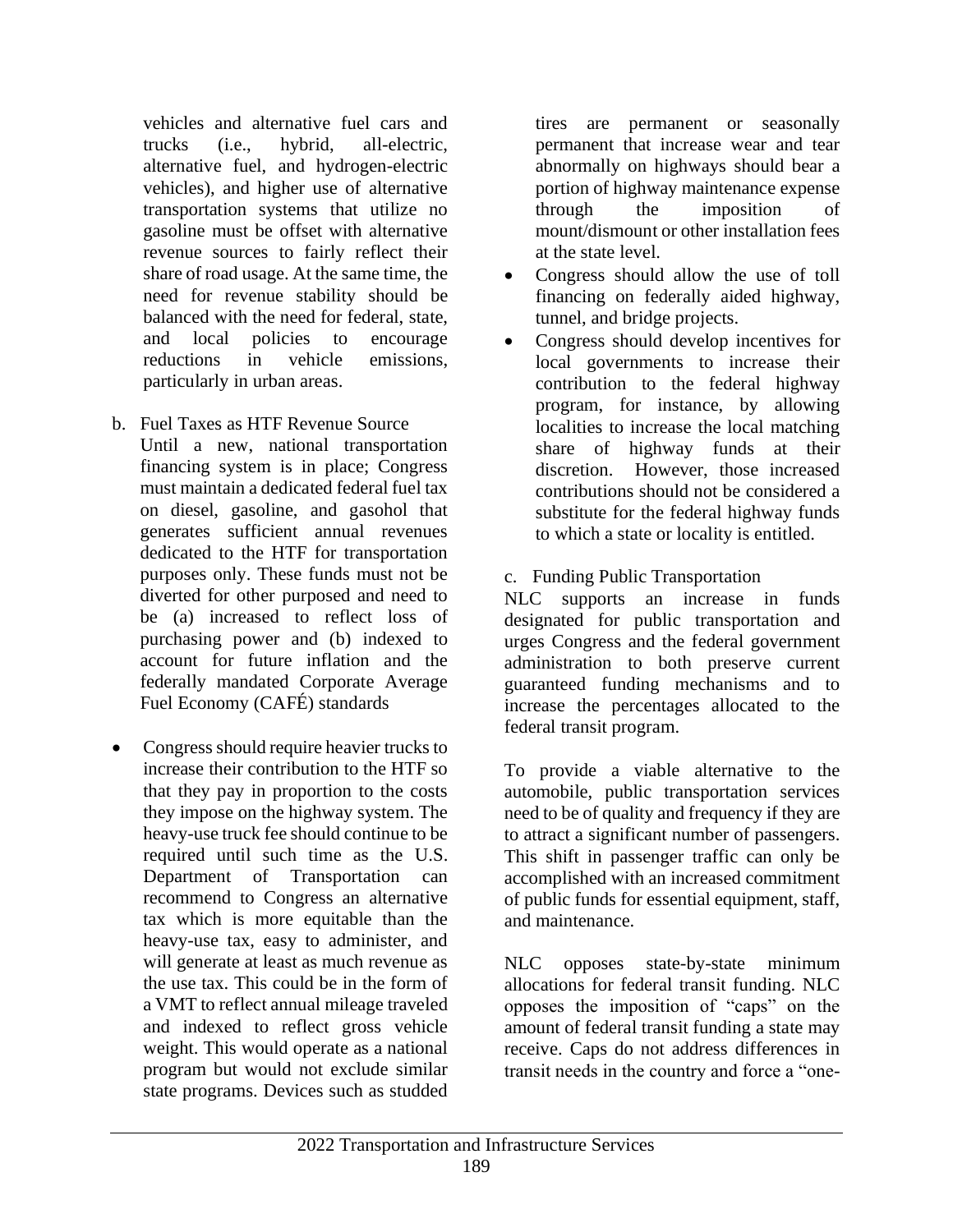vehicles and alternative fuel cars and trucks (i.e., hybrid, all-electric, alternative fuel, and hydrogen-electric vehicles), and higher use of alternative transportation systems that utilize no gasoline must be offset with alternative revenue sources to fairly reflect their share of road usage. At the same time, the need for revenue stability should be balanced with the need for federal, state, and local policies to encourage reductions in vehicle emissions, particularly in urban areas.

b. Fuel Taxes as HTF Revenue Source

Until a new, national transportation financing system is in place; Congress must maintain a dedicated federal fuel tax on diesel, gasoline, and gasohol that generates sufficient annual revenues dedicated to the HTF for transportation purposes only. These funds must not be diverted for other purposed and need to be (a) increased to reflect loss of purchasing power and (b) indexed to account for future inflation and the federally mandated Corporate Average Fuel Economy (CAFÉ) standards

- Congress should require heavier trucks to increase their contribution to the HTF so that they pay in proportion to the costs they impose on the highway system. The heavy-use truck fee should continue to be required until such time as the U.S. Department of Transportation can recommend to Congress an alternative tax which is more equitable than the heavy-use tax, easy to administer, and will generate at least as much revenue as the use tax. This could be in the form of a VMT to reflect annual mileage traveled and indexed to reflect gross vehicle weight. This would operate as a national program but would not exclude similar state programs. Devices such as studded tires are permanent or seasonally permanent that increase wear and tear abnormally on highways should bear a portion of highway maintenance expense through the imposition of mount/dismount or other installation fees at the state level.
- Congress should allow the use of toll financing on federally aided highway, tunnel, and bridge projects.
- Congress should develop incentives for local governments to increase their contribution to the federal highway program, for instance, by allowing localities to increase the local matching share of highway funds at their discretion. However, those increased contributions should not be considered a substitute for the federal highway funds to which a state or locality is entitled.

c. Funding Public Transportation

NLC supports an increase in funds designated for public transportation and urges Congress and the federal government administration to both preserve current guaranteed funding mechanisms and to increase the percentages allocated to the federal transit program.

To provide a viable alternative to the automobile, public transportation services need to be of quality and frequency if they are to attract a significant number of passengers. This shift in passenger traffic can only be accomplished with an increased commitment of public funds for essential equipment, staff, and maintenance.

NLC opposes state-by-state minimum allocations for federal transit funding. NLC opposes the imposition of "caps" on the amount of federal transit funding a state may receive. Caps do not address differences in transit needs in the country and force a "one-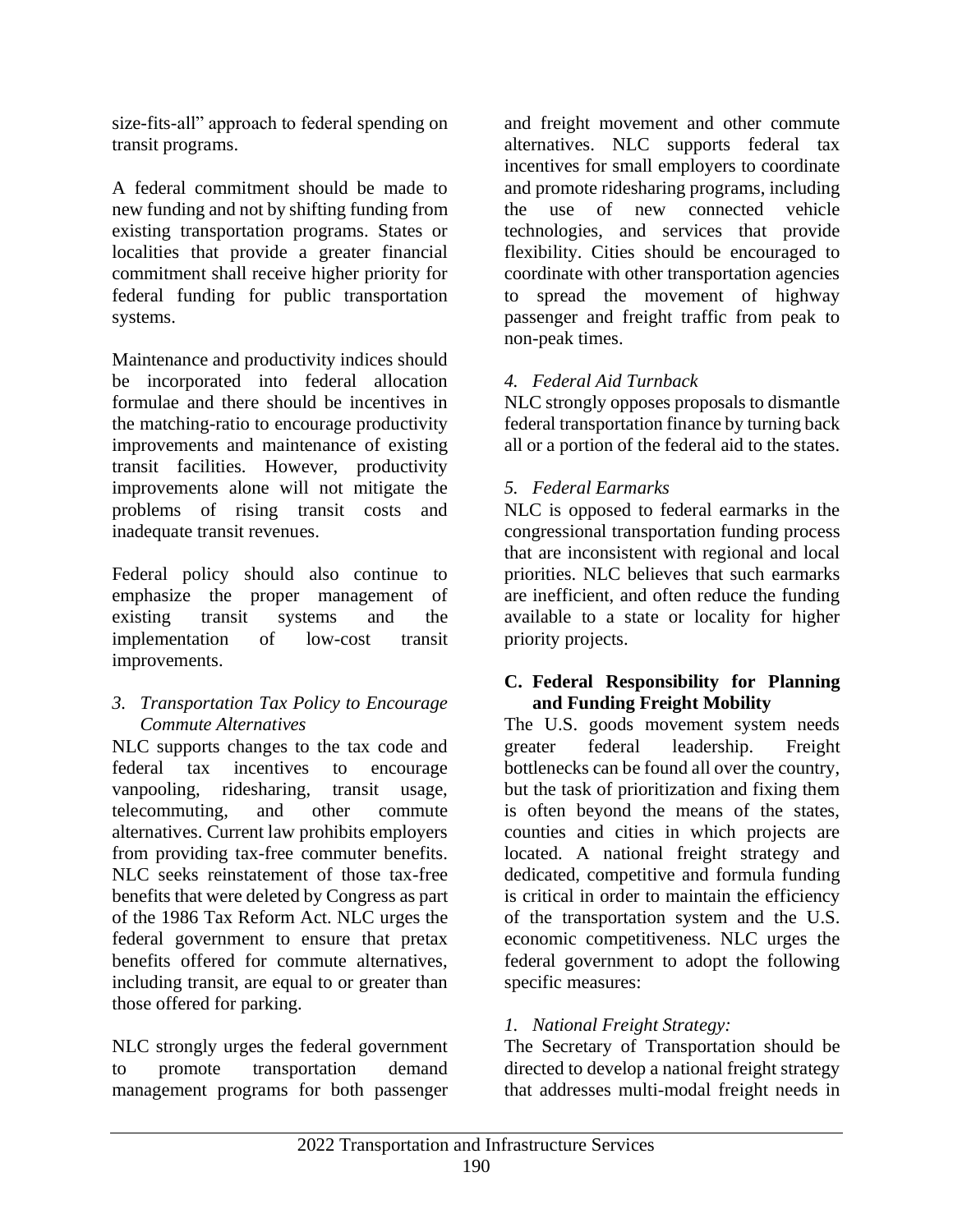size-fits-all" approach to federal spending on transit programs.

A federal commitment should be made to new funding and not by shifting funding from existing transportation programs. States or localities that provide a greater financial commitment shall receive higher priority for federal funding for public transportation systems.

Maintenance and productivity indices should be incorporated into federal allocation formulae and there should be incentives in the matching-ratio to encourage productivity improvements and maintenance of existing transit facilities. However, productivity improvements alone will not mitigate the problems of rising transit costs and inadequate transit revenues.

Federal policy should also continue to emphasize the proper management of existing transit systems and the implementation of low-cost transit improvements.

*3. Transportation Tax Policy to Encourage Commute Alternatives*

NLC supports changes to the tax code and federal tax incentives to encourage vanpooling, ridesharing, transit usage, telecommuting, and other commute alternatives. Current law prohibits employers from providing tax-free commuter benefits. NLC seeks reinstatement of those tax-free benefits that were deleted by Congress as part of the 1986 Tax Reform Act. NLC urges the federal government to ensure that pretax benefits offered for commute alternatives, including transit, are equal to or greater than those offered for parking.

NLC strongly urges the federal government to promote transportation demand management programs for both passenger and freight movement and other commute alternatives. NLC supports federal tax incentives for small employers to coordinate and promote ridesharing programs, including the use of new connected vehicle technologies, and services that provide flexibility. Cities should be encouraged to coordinate with other transportation agencies to spread the movement of highway passenger and freight traffic from peak to non-peak times.

*4. Federal Aid Turnback*

NLC strongly opposes proposals to dismantle federal transportation finance by turning back all or a portion of the federal aid to the states.

*5. Federal Earmarks*

NLC is opposed to federal earmarks in the congressional transportation funding process that are inconsistent with regional and local priorities. NLC believes that such earmarks are inefficient, and often reduce the funding available to a state or locality for higher priority projects.

**C. Federal Responsibility for Planning and Funding Freight Mobility**

The U.S. goods movement system needs greater federal leadership. Freight bottlenecks can be found all over the country, but the task of prioritization and fixing them is often beyond the means of the states, counties and cities in which projects are located. A national freight strategy and dedicated, competitive and formula funding is critical in order to maintain the efficiency of the transportation system and the U.S. economic competitiveness. NLC urges the federal government to adopt the following specific measures:

*1. National Freight Strategy:*

The Secretary of Transportation should be directed to develop a national freight strategy that addresses multi-modal freight needs in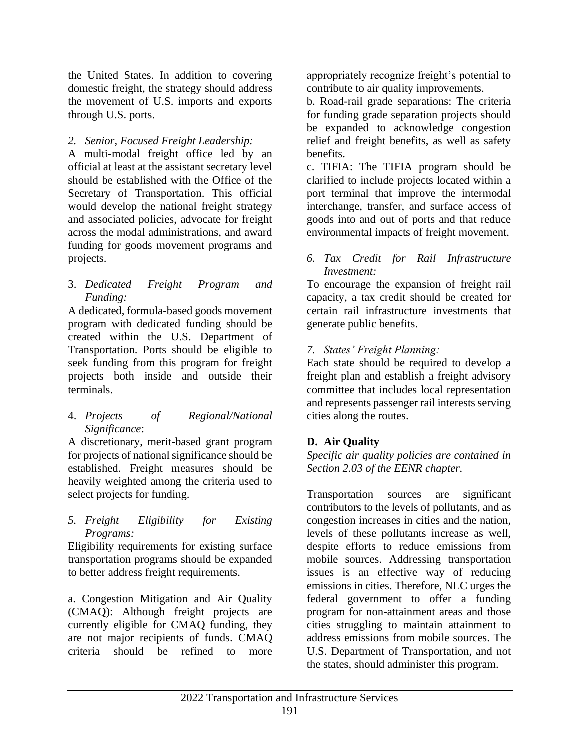the United States. In addition to covering domestic freight, the strategy should address the movement of U.S. imports and exports through U.S. ports.

2. *Senior, Focused Freight Leadership:*

A multi-modal freight office led by an official at least at the assistant secretary level should be established with the Office of the Secretary of Transportation. This official would develop the national freight strategy and associated policies, advocate for freight across the modal administrations, and award funding for goods movement programs and projects.

3. *Dedicated Freight Program and Funding:*

A dedicated, formula-based goods movement program with dedicated funding should be created within the U.S. Department of Transportation. Ports should be eligible to seek funding from this program for freight projects both inside and outside their terminals.

4. *Projects of Regional/National Significance*:

A discretionary, merit-based grant program for projects of national significance should be established. Freight measures should be heavily weighted among the criteria used to select projects for funding.

5. *Freight Eligibility for Existing Programs:*

Eligibility requirements for existing surface transportation programs should be expanded to better address freight requirements.

a. Congestion Mitigation and Air Quality (CMAQ): Although freight projects are currently eligible for CMAQ funding, they are not major recipients of funds. CMAQ criteria should be refined to more appropriately recognize freight's potential to contribute to air quality improvements.

b. Road-rail grade separations: The criteria for funding grade separation projects should be expanded to acknowledge congestion relief and freight benefits, as well as safety benefits.

c. TIFIA: The TIFIA program should be clarified to include projects located within a port terminal that improve the intermodal interchange, transfer, and surface access of goods into and out of ports and that reduce environmental impacts of freight movement.

6. *Tax Credit for Rail Infrastructure Investment:*

To encourage the expansion of freight rail capacity, a tax credit should be created for certain rail infrastructure investments that generate public benefits.

7. *States' Freight Planning:*

Each state should be required to develop a freight plan and establish a freight advisory committee that includes local representation and represents passenger rail interests serving cities along the routes.

### D. Air Quality

*Specific air quality policies are contained in Section 2.03 of the EENR chapter.*

Transportation sources are significant contributors to the levels of pollutants, and as congestion increases in cities and the nation, levels of these pollutants increase as well, despite efforts to reduce emissions from mobile sources. Addressing transportation issues is an effective way of reducing emissions in cities. Therefore, NLC urges the federal government to offer a funding program for non-attainment areas and those cities struggling to maintain attainment to address emissions from mobile sources. The U.S. Department of Transportation, and not the states, should administer this program.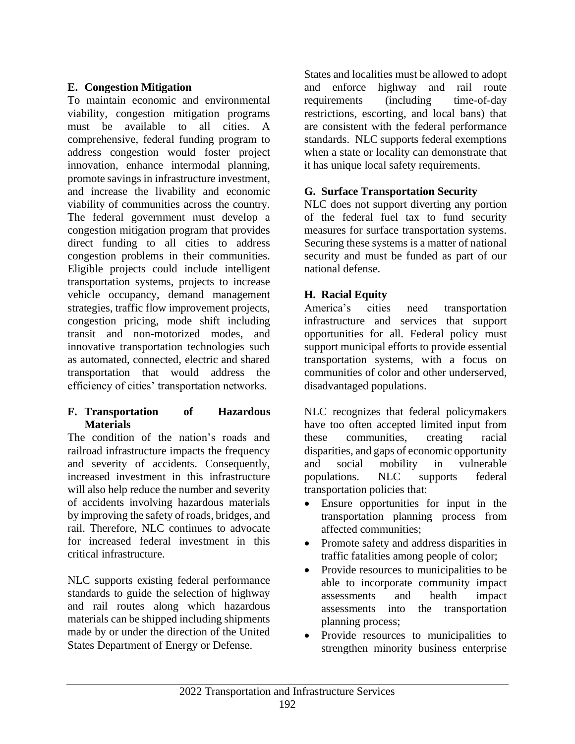### E. Congestion Mitigation

To maintain economic and environmental viability, congestion mitigation programs must be available to all cities. A comprehensive, federal funding program to address congestion would foster project innovation, enhance intermodal planning, promote savings in infrastructure investment, and increase the livability and economic viability of communities across the country. The federal government must develop a congestion mitigation program that provides direct funding to all cities to address congestion problems in their communities. Eligible projects could include intelligent transportation systems, projects to increase vehicle occupancy, demand management strategies, traffic flow improvement projects, congestion pricing, mode shift including transit and non-motorized modes, and innovative transportation technologies such as automated, connected, electric and shared transportation that would address the efficiency of cities' transportation networks.

### F. Transportation of Hazardous Materials

The condition of the nation's roads and railroad infrastructure impacts the frequency and severity of accidents. Consequently, increased investment in this infrastructure will also help reduce the number and severity of accidents involving hazardous materials by improving the safety of roads, bridges, and rail. Therefore, NLC continues to advocate for increased federal investment in this critical infrastructure.

NLC supports existing federal performance standards to guide the selection of highway and rail routes along which hazardous materials can be shipped including shipments made by or under the direction of the United States Department of Energy or Defense.

States and localities must be allowed to adopt and enforce highway and rail route requirements (including time-of-day restrictions, escorting, and local bans) that are consistent with the federal performance standards. NLC supports federal exemptions when a state or locality can demonstrate that it has unique local safety requirements.

### G. Surface Transportation Security

NLC does not support diverting any portion of the federal fuel tax to fund security measures for surface transportation systems. Securing these systems is a matter of national security and must be funded as part of our national defense.

### H. Racial Equity

America's cities need transportation infrastructure and services that support opportunities for all. Federal policy must support municipal efforts to provide essential transportation systems, with a focus on communities of color and other underserved, disadvantaged populations.

NLC recognizes that federal policymakers have too often accepted limited input from these communities, creating racial disparities, and gaps of economic opportunity and social mobility in vulnerable populations. NLC supports federal transportation policies that:

- Ensure opportunities for input in the transportation planning process from affected communities;
- Promote safety and address disparities in traffic fatalities among people of color;
- Provide resources to municipalities to be able to incorporate community impact assessments and health impact assessments into the transportation planning process;
- Provide resources to municipalities to strengthen minority business enterprise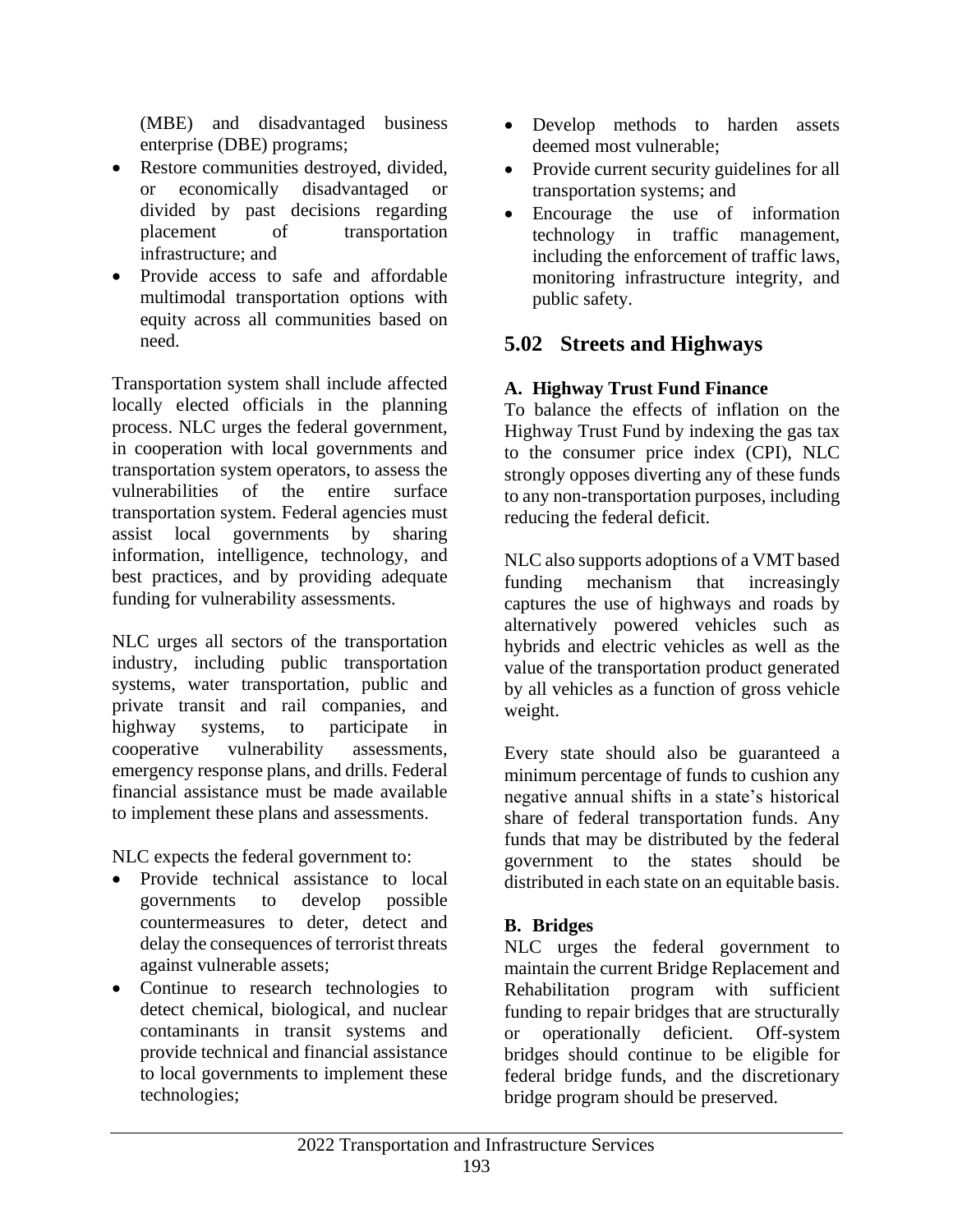(MBE) and disadvantaged business enterprise (DBE) programs;
- Restore communities destroyed, divided, or economically disadvantaged or divided by past decisions regarding placement of transportation infrastructure; and
- Provide access to safe and affordable multimodal transportation options with equity across all communities based on need.

Transportation system shall include affected locally elected officials in the planning process. NLC urges the federal government, in cooperation with local governments and transportation system operators, to assess the vulnerabilities of the entire surface transportation system. Federal agencies must assist local governments by sharing information, intelligence, technology, and best practices, and by providing adequate funding for vulnerability assessments.

NLC urges all sectors of the transportation industry, including public transportation systems, water transportation, public and private transit and rail companies, and highway systems, to participate in cooperative vulnerability assessments, emergency response plans, and drills. Federal financial assistance must be made available to implement these plans and assessments.

NLC expects the federal government to:

- Provide technical assistance to local governments to develop possible countermeasures to deter, detect and delay the consequences of terrorist threats against vulnerable assets;
- Continue to research technologies to detect chemical, biological, and nuclear contaminants in transit systems and provide technical and financial assistance to local governments to implement these technologies;
- Develop methods to harden assets deemed most vulnerable;
- Provide current security guidelines for all transportation systems; and
- Encourage the use of information technology in traffic management, including the enforcement of traffic laws, monitoring infrastructure integrity, and public safety.

## 5.02 Streets and Highways

### A. Highway Trust Fund Finance

To balance the effects of inflation on the Highway Trust Fund by indexing the gas tax to the consumer price index (CPI), NLC strongly opposes diverting any of these funds to any non-transportation purposes, including reducing the federal deficit.

NLC also supports adoptions of a VMT based funding mechanism that increasingly captures the use of highways and roads by alternatively powered vehicles such as hybrids and electric vehicles as well as the value of the transportation product generated by all vehicles as a function of gross vehicle weight.

Every state should also be guaranteed a minimum percentage of funds to cushion any negative annual shifts in a state's historical share of federal transportation funds. Any funds that may be distributed by the federal government to the states should be distributed in each state on an equitable basis.

### B. Bridges

NLC urges the federal government to maintain the current Bridge Replacement and Rehabilitation program with sufficient funding to repair bridges that are structurally or operationally deficient. Off-system bridges should continue to be eligible for federal bridge funds, and the discretionary bridge program should be preserved.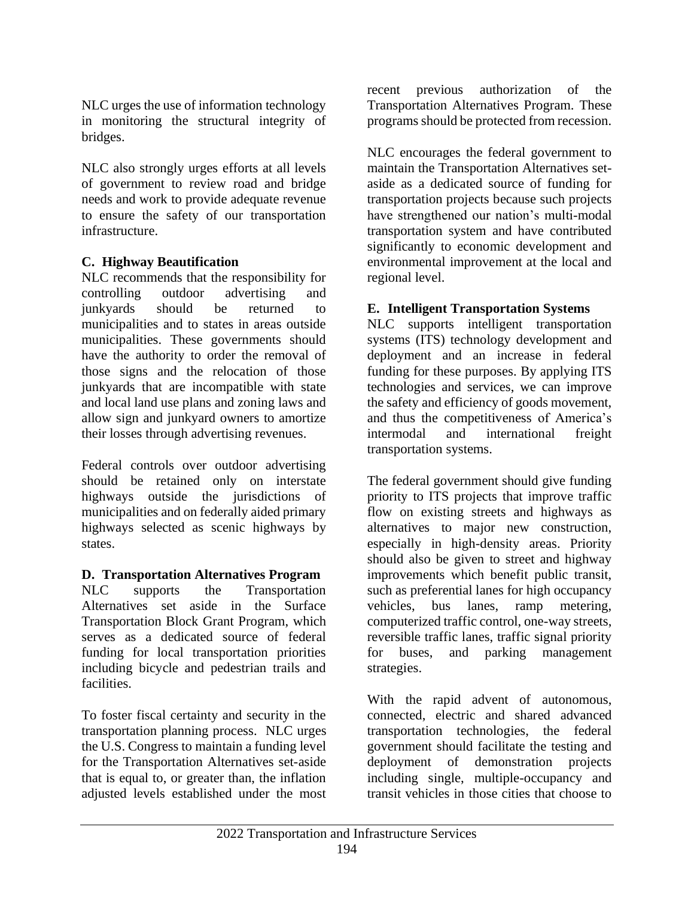NLC urges the use of information technology in monitoring the structural integrity of bridges.

NLC also strongly urges efforts at all levels of government to review road and bridge needs and work to provide adequate revenue to ensure the safety of our transportation infrastructure.

**C. Highway Beautification**

NLC recommends that the responsibility for controlling outdoor advertising and junkyards should be returned to municipalities and to states in areas outside municipalities. These governments should have the authority to order the removal of those signs and the relocation of those junkyards that are incompatible with state and local land use plans and zoning laws and allow sign and junkyard owners to amortize their losses through advertising revenues.

Federal controls over outdoor advertising should be retained only on interstate highways outside the jurisdictions of municipalities and on federally aided primary highways selected as scenic highways by states.

**D. Transportation Alternatives Program**

NLC supports the Transportation Alternatives set aside in the Surface Transportation Block Grant Program, which serves as a dedicated source of federal funding for local transportation priorities including bicycle and pedestrian trails and facilities.

To foster fiscal certainty and security in the transportation planning process. NLC urges the U.S. Congress to maintain a funding level for the Transportation Alternatives set-aside that is equal to, or greater than, the inflation adjusted levels established under the most recent previous authorization of the Transportation Alternatives Program. These programs should be protected from recession.

NLC encourages the federal government to maintain the Transportation Alternatives set-aside as a dedicated source of funding for transportation projects because such projects have strengthened our nation's multi-modal transportation system and have contributed significantly to economic development and environmental improvement at the local and regional level.

**E. Intelligent Transportation Systems**

NLC supports intelligent transportation systems (ITS) technology development and deployment and an increase in federal funding for these purposes. By applying ITS technologies and services, we can improve the safety and efficiency of goods movement, and thus the competitiveness of America's intermodal and international freight transportation systems.

The federal government should give funding priority to ITS projects that improve traffic flow on existing streets and highways as alternatives to major new construction, especially in high-density areas. Priority should also be given to street and highway improvements which benefit public transit, such as preferential lanes for high occupancy vehicles, bus lanes, ramp metering, computerized traffic control, one-way streets, reversible traffic lanes, traffic signal priority for buses, and parking management strategies.

With the rapid advent of autonomous, connected, electric and shared advanced transportation technologies, the federal government should facilitate the testing and deployment of demonstration projects including single, multiple-occupancy and transit vehicles in those cities that choose to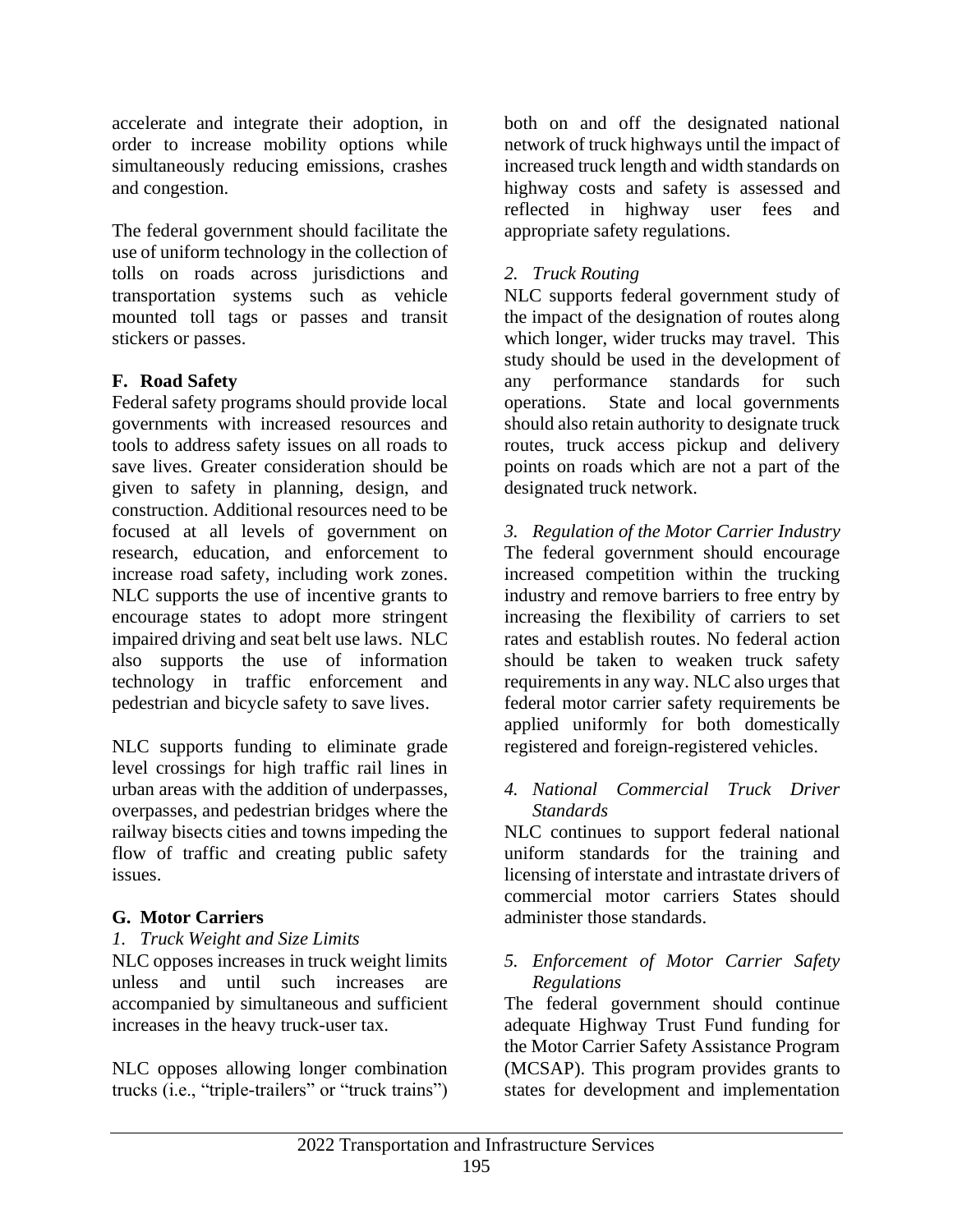accelerate and integrate their adoption, in order to increase mobility options while simultaneously reducing emissions, crashes and congestion.

The federal government should facilitate the use of uniform technology in the collection of tolls on roads across jurisdictions and transportation systems such as vehicle mounted toll tags or passes and transit stickers or passes.

### F. Road Safety

Federal safety programs should provide local governments with increased resources and tools to address safety issues on all roads to save lives. Greater consideration should be given to safety in planning, design, and construction. Additional resources need to be focused at all levels of government on research, education, and enforcement to increase road safety, including work zones. NLC supports the use of incentive grants to encourage states to adopt more stringent impaired driving and seat belt use laws. NLC also supports the use of information technology in traffic enforcement and pedestrian and bicycle safety to save lives.

NLC supports funding to eliminate grade level crossings for high traffic rail lines in urban areas with the addition of underpasses, overpasses, and pedestrian bridges where the railway bisects cities and towns impeding the flow of traffic and creating public safety issues.

### G. Motor Carriers

*1. Truck Weight and Size Limits*

NLC opposes increases in truck weight limits unless and until such increases are accompanied by simultaneous and sufficient increases in the heavy truck-user tax.

NLC opposes allowing longer combination trucks (i.e., "triple-trailers" or "truck trains") both on and off the designated national network of truck highways until the impact of increased truck length and width standards on highway costs and safety is assessed and reflected in highway user fees and appropriate safety regulations.

*2. Truck Routing*

NLC supports federal government study of the impact of the designation of routes along which longer, wider trucks may travel. This study should be used in the development of any performance standards for such operations. State and local governments should also retain authority to designate truck routes, truck access pickup and delivery points on roads which are not a part of the designated truck network.

*3. Regulation of the Motor Carrier Industry*

The federal government should encourage increased competition within the trucking industry and remove barriers to free entry by increasing the flexibility of carriers to set rates and establish routes. No federal action should be taken to weaken truck safety requirements in any way. NLC also urges that federal motor carrier safety requirements be applied uniformly for both domestically registered and foreign-registered vehicles.

*4. National Commercial Truck Driver Standards*

NLC continues to support federal national uniform standards for the training and licensing of interstate and intrastate drivers of commercial motor carriers States should administer those standards.

*5. Enforcement of Motor Carrier Safety Regulations*

The federal government should continue adequate Highway Trust Fund funding for the Motor Carrier Safety Assistance Program (MCSAP). This program provides grants to states for development and implementation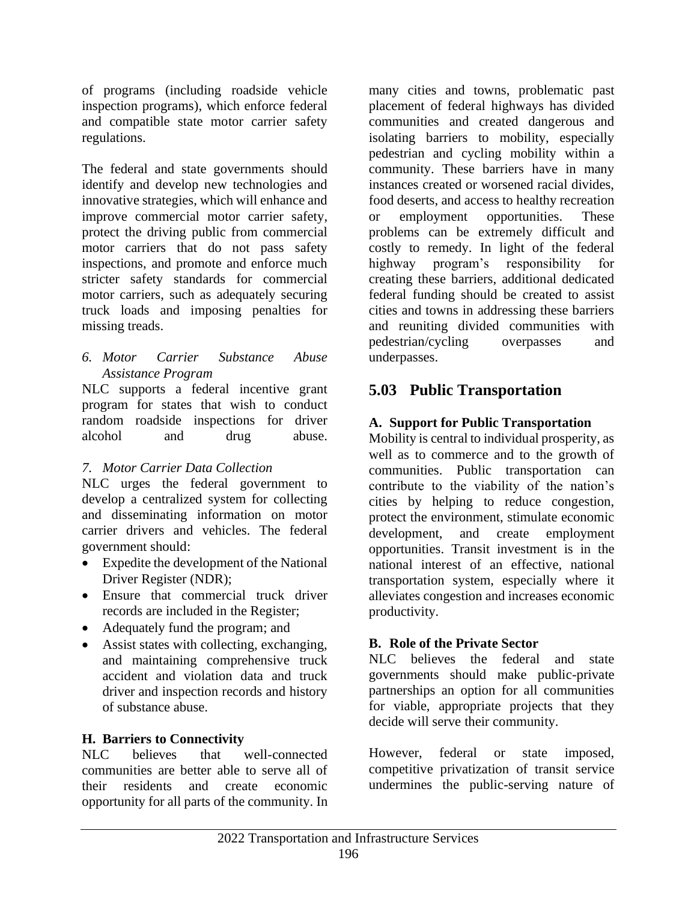of programs (including roadside vehicle inspection programs), which enforce federal and compatible state motor carrier safety regulations.

The federal and state governments should identify and develop new technologies and innovative strategies, which will enhance and improve commercial motor carrier safety, protect the driving public from commercial motor carriers that do not pass safety inspections, and promote and enforce much stricter safety standards for commercial motor carriers, such as adequately securing truck loads and imposing penalties for missing treads.

*6. Motor Carrier Substance Abuse Assistance Program*

NLC supports a federal incentive grant program for states that wish to conduct random roadside inspections for driver alcohol and drug abuse.

*7. Motor Carrier Data Collection*

NLC urges the federal government to develop a centralized system for collecting and disseminating information on motor carrier drivers and vehicles. The federal government should:

- Expedite the development of the National Driver Register (NDR);
- Ensure that commercial truck driver records are included in the Register;
- Adequately fund the program; and
- Assist states with collecting, exchanging, and maintaining comprehensive truck accident and violation data and truck driver and inspection records and history of substance abuse.

**H. Barriers to Connectivity**

NLC believes that well-connected communities are better able to serve all of their residents and create economic opportunity for all parts of the community. In many cities and towns, problematic past placement of federal highways has divided communities and created dangerous and isolating barriers to mobility, especially pedestrian and cycling mobility within a community. These barriers have in many instances created or worsened racial divides, food deserts, and access to healthy recreation or employment opportunities. These problems can be extremely difficult and costly to remedy. In light of the federal highway program's responsibility for creating these barriers, additional dedicated federal funding should be created to assist cities and towns in addressing these barriers and reuniting divided communities with pedestrian/cycling overpasses and underpasses.

## 5.03 Public Transportation

**A. Support for Public Transportation**

Mobility is central to individual prosperity, as well as to commerce and to the growth of communities. Public transportation can contribute to the viability of the nation's cities by helping to reduce congestion, protect the environment, stimulate economic development, and create employment opportunities. Transit investment is in the national interest of an effective, national transportation system, especially where it alleviates congestion and increases economic productivity.

**B. Role of the Private Sector**

NLC believes the federal and state governments should make public-private partnerships an option for all communities for viable, appropriate projects that they decide will serve their community.

However, federal or state imposed, competitive privatization of transit service undermines the public-serving nature of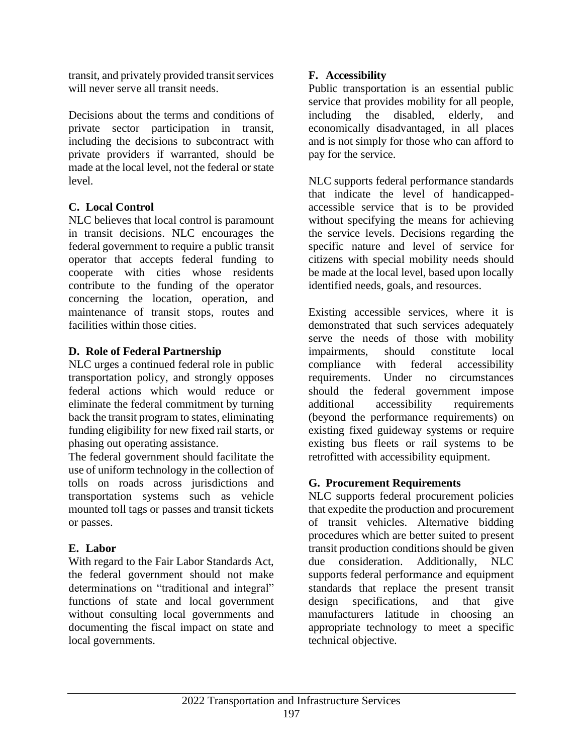transit, and privately provided transit services will never serve all transit needs.

Decisions about the terms and conditions of private sector participation in transit, including the decisions to subcontract with private providers if warranted, should be made at the local level, not the federal or state level.

### C. Local Control

NLC believes that local control is paramount in transit decisions. NLC encourages the federal government to require a public transit operator that accepts federal funding to cooperate with cities whose residents contribute to the funding of the operator concerning the location, operation, and maintenance of transit stops, routes and facilities within those cities.

### D. Role of Federal Partnership

NLC urges a continued federal role in public transportation policy, and strongly opposes federal actions which would reduce or eliminate the federal commitment by turning back the transit program to states, eliminating funding eligibility for new fixed rail starts, or phasing out operating assistance.

The federal government should facilitate the use of uniform technology in the collection of tolls on roads across jurisdictions and transportation systems such as vehicle mounted toll tags or passes and transit tickets or passes.

### E. Labor

With regard to the Fair Labor Standards Act, the federal government should not make determinations on "traditional and integral" functions of state and local government without consulting local governments and documenting the fiscal impact on state and local governments.

### F. Accessibility

Public transportation is an essential public service that provides mobility for all people, including the disabled, elderly, and economically disadvantaged, in all places and is not simply for those who can afford to pay for the service.

NLC supports federal performance standards that indicate the level of handicapped-accessible service that is to be provided without specifying the means for achieving the service levels. Decisions regarding the specific nature and level of service for citizens with special mobility needs should be made at the local level, based upon locally identified needs, goals, and resources.

Existing accessible services, where it is demonstrated that such services adequately serve the needs of those with mobility impairments, should constitute local compliance with federal accessibility requirements. Under no circumstances should the federal government impose additional accessibility requirements (beyond the performance requirements) on existing fixed guideway systems or require existing bus fleets or rail systems to be retrofitted with accessibility equipment.

### G. Procurement Requirements

NLC supports federal procurement policies that expedite the production and procurement of transit vehicles. Alternative bidding procedures which are better suited to present transit production conditions should be given due consideration. Additionally, NLC supports federal performance and equipment standards that replace the present transit design specifications, and that give manufacturers latitude in choosing an appropriate technology to meet a specific technical objective.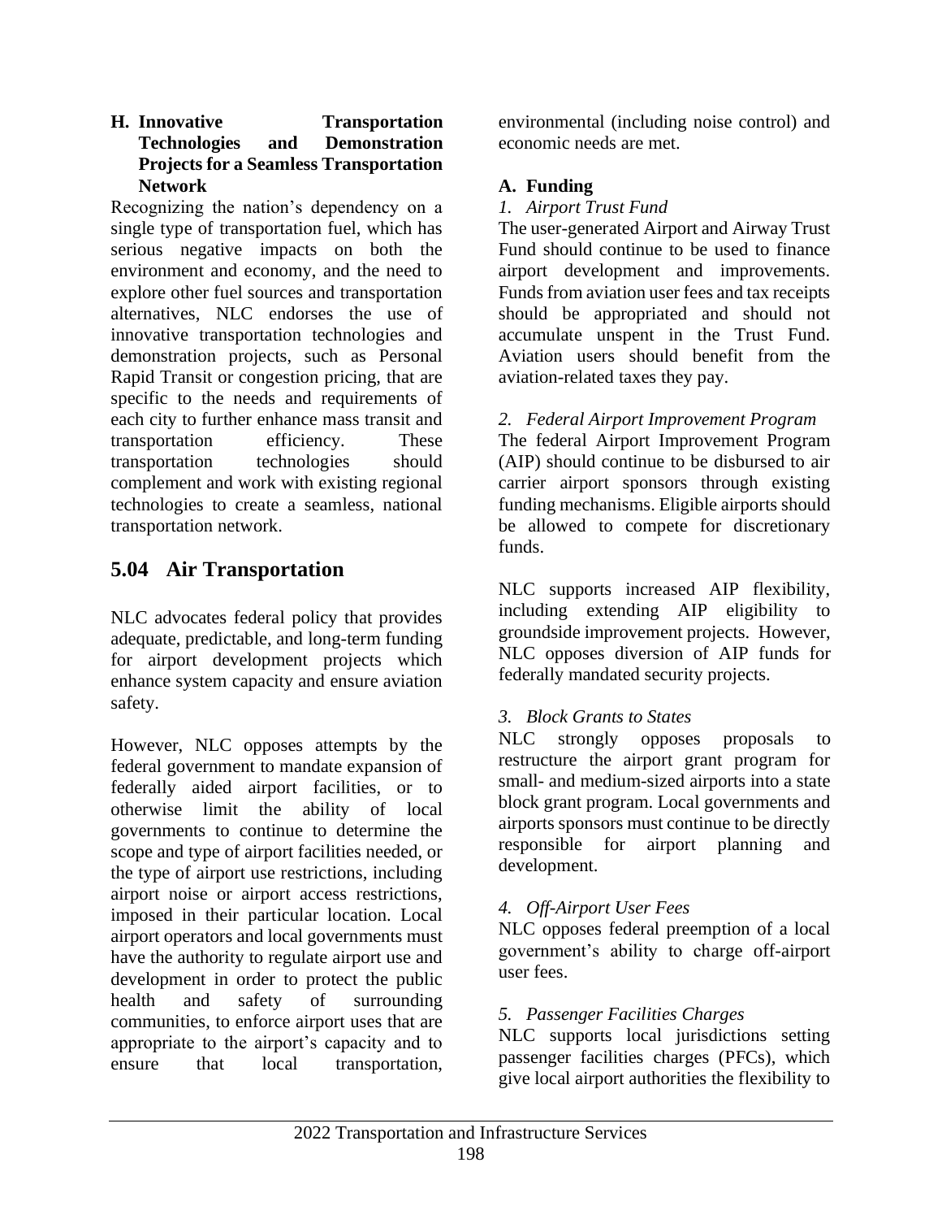### H. Innovative Transportation Technologies and Demonstration Projects for a Seamless Transportation Network

Recognizing the nation's dependency on a single type of transportation fuel, which has serious negative impacts on both the environment and economy, and the need to explore other fuel sources and transportation alternatives, NLC endorses the use of innovative transportation technologies and demonstration projects, such as Personal Rapid Transit or congestion pricing, that are specific to the needs and requirements of each city to further enhance mass transit and transportation efficiency. These transportation technologies should complement and work with existing regional technologies to create a seamless, national transportation network.

## 5.04 Air Transportation

NLC advocates federal policy that provides adequate, predictable, and long-term funding for airport development projects which enhance system capacity and ensure aviation safety.

However, NLC opposes attempts by the federal government to mandate expansion of federally aided airport facilities, or to otherwise limit the ability of local governments to continue to determine the scope and type of airport facilities needed, or the type of airport use restrictions, including airport noise or airport access restrictions, imposed in their particular location. Local airport operators and local governments must have the authority to regulate airport use and development in order to protect the public health and safety of surrounding communities, to enforce airport uses that are appropriate to the airport's capacity and to ensure that local transportation, environmental (including noise control) and economic needs are met.

### A. Funding

*1. Airport Trust Fund*

The user-generated Airport and Airway Trust Fund should continue to be used to finance airport development and improvements. Funds from aviation user fees and tax receipts should be appropriated and should not accumulate unspent in the Trust Fund. Aviation users should benefit from the aviation-related taxes they pay.

*2. Federal Airport Improvement Program*

The federal Airport Improvement Program (AIP) should continue to be disbursed to air carrier airport sponsors through existing funding mechanisms. Eligible airports should be allowed to compete for discretionary funds.

NLC supports increased AIP flexibility, including extending AIP eligibility to groundside improvement projects. However, NLC opposes diversion of AIP funds for federally mandated security projects.

*3. Block Grants to States*

NLC strongly opposes proposals to restructure the airport grant program for small- and medium-sized airports into a state block grant program. Local governments and airports sponsors must continue to be directly responsible for airport planning and development.

*4. Off-Airport User Fees*

NLC opposes federal preemption of a local government's ability to charge off-airport user fees.

*5. Passenger Facilities Charges*

NLC supports local jurisdictions setting passenger facilities charges (PFCs), which give local airport authorities the flexibility to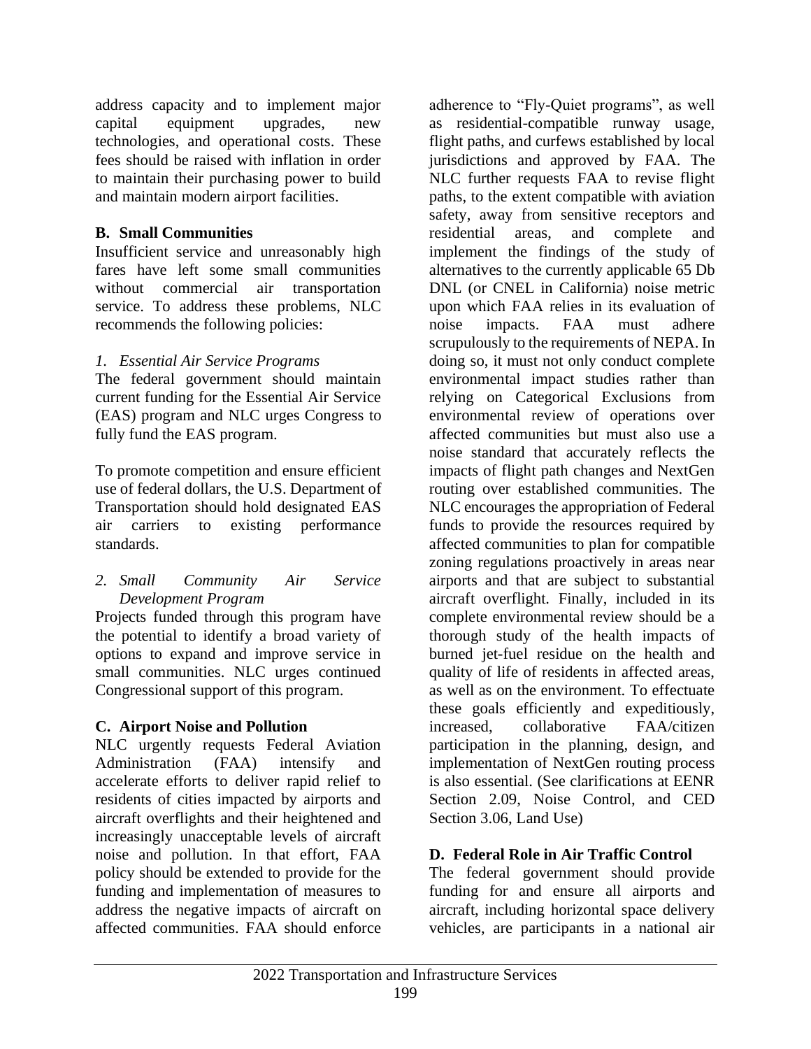address capacity and to implement major capital equipment upgrades, new technologies, and operational costs. These fees should be raised with inflation in order to maintain their purchasing power to build and maintain modern airport facilities.

**B. Small Communities**

Insufficient service and unreasonably high fares have left some small communities without commercial air transportation service. To address these problems, NLC recommends the following policies:

*1. Essential Air Service Programs*

The federal government should maintain current funding for the Essential Air Service (EAS) program and NLC urges Congress to fully fund the EAS program.

To promote competition and ensure efficient use of federal dollars, the U.S. Department of Transportation should hold designated EAS air carriers to existing performance standards.

*2. Small Community Air Service Development Program*

Projects funded through this program have the potential to identify a broad variety of options to expand and improve service in small communities. NLC urges continued Congressional support of this program.

**C. Airport Noise and Pollution**

NLC urgently requests Federal Aviation Administration (FAA) intensify and accelerate efforts to deliver rapid relief to residents of cities impacted by airports and aircraft overflights and their heightened and increasingly unacceptable levels of aircraft noise and pollution. In that effort, FAA policy should be extended to provide for the funding and implementation of measures to address the negative impacts of aircraft on affected communities. FAA should enforce adherence to "Fly-Quiet programs", as well as residential-compatible runway usage, flight paths, and curfews established by local jurisdictions and approved by FAA. The NLC further requests FAA to revise flight paths, to the extent compatible with aviation safety, away from sensitive receptors and residential areas, and complete and implement the findings of the study of alternatives to the currently applicable 65 Db DNL (or CNEL in California) noise metric upon which FAA relies in its evaluation of noise impacts. FAA must adhere scrupulously to the requirements of NEPA. In doing so, it must not only conduct complete environmental impact studies rather than relying on Categorical Exclusions from environmental review of operations over affected communities but must also use a noise standard that accurately reflects the impacts of flight path changes and NextGen routing over established communities. The NLC encourages the appropriation of Federal funds to provide the resources required by affected communities to plan for compatible zoning regulations proactively in areas near airports and that are subject to substantial aircraft overflight. Finally, included in its complete environmental review should be a thorough study of the health impacts of burned jet-fuel residue on the health and quality of life of residents in affected areas, as well as on the environment. To effectuate these goals efficiently and expeditiously, increased, collaborative FAA/citizen participation in the planning, design, and implementation of NextGen routing process is also essential. (See clarifications at EENR Section 2.09, Noise Control, and CED Section 3.06, Land Use)

**D. Federal Role in Air Traffic Control**

The federal government should provide funding for and ensure all airports and aircraft, including horizontal space delivery vehicles, are participants in a national air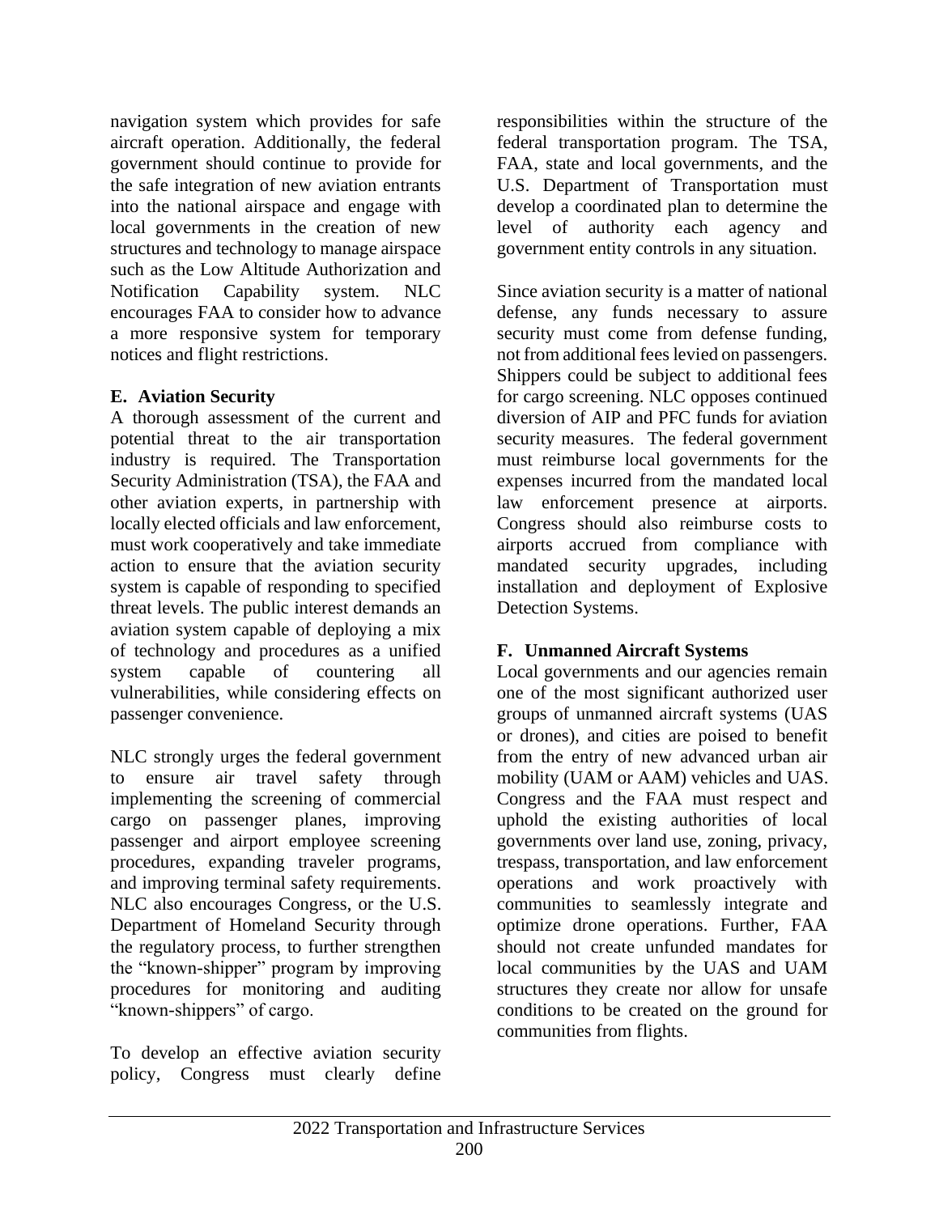navigation system which provides for safe aircraft operation. Additionally, the federal government should continue to provide for the safe integration of new aviation entrants into the national airspace and engage with local governments in the creation of new structures and technology to manage airspace such as the Low Altitude Authorization and Notification Capability system. NLC encourages FAA to consider how to advance a more responsive system for temporary notices and flight restrictions.

### E. Aviation Security

A thorough assessment of the current and potential threat to the air transportation industry is required. The Transportation Security Administration (TSA), the FAA and other aviation experts, in partnership with locally elected officials and law enforcement, must work cooperatively and take immediate action to ensure that the aviation security system is capable of responding to specified threat levels. The public interest demands an aviation system capable of deploying a mix of technology and procedures as a unified system capable of countering all vulnerabilities, while considering effects on passenger convenience.

NLC strongly urges the federal government to ensure air travel safety through implementing the screening of commercial cargo on passenger planes, improving passenger and airport employee screening procedures, expanding traveler programs, and improving terminal safety requirements. NLC also encourages Congress, or the U.S. Department of Homeland Security through the regulatory process, to further strengthen the "known-shipper" program by improving procedures for monitoring and auditing "known-shippers" of cargo.

To develop an effective aviation security policy, Congress must clearly define responsibilities within the structure of the federal transportation program. The TSA, FAA, state and local governments, and the U.S. Department of Transportation must develop a coordinated plan to determine the level of authority each agency and government entity controls in any situation.

Since aviation security is a matter of national defense, any funds necessary to assure security must come from defense funding, not from additional fees levied on passengers. Shippers could be subject to additional fees for cargo screening. NLC opposes continued diversion of AIP and PFC funds for aviation security measures. The federal government must reimburse local governments for the expenses incurred from the mandated local law enforcement presence at airports. Congress should also reimburse costs to airports accrued from compliance with mandated security upgrades, including installation and deployment of Explosive Detection Systems.

### F. Unmanned Aircraft Systems

Local governments and our agencies remain one of the most significant authorized user groups of unmanned aircraft systems (UAS or drones), and cities are poised to benefit from the entry of new advanced urban air mobility (UAM or AAM) vehicles and UAS. Congress and the FAA must respect and uphold the existing authorities of local governments over land use, zoning, privacy, trespass, transportation, and law enforcement operations and work proactively with communities to seamlessly integrate and optimize drone operations. Further, FAA should not create unfunded mandates for local communities by the UAS and UAM structures they create nor allow for unsafe conditions to be created on the ground for communities from flights.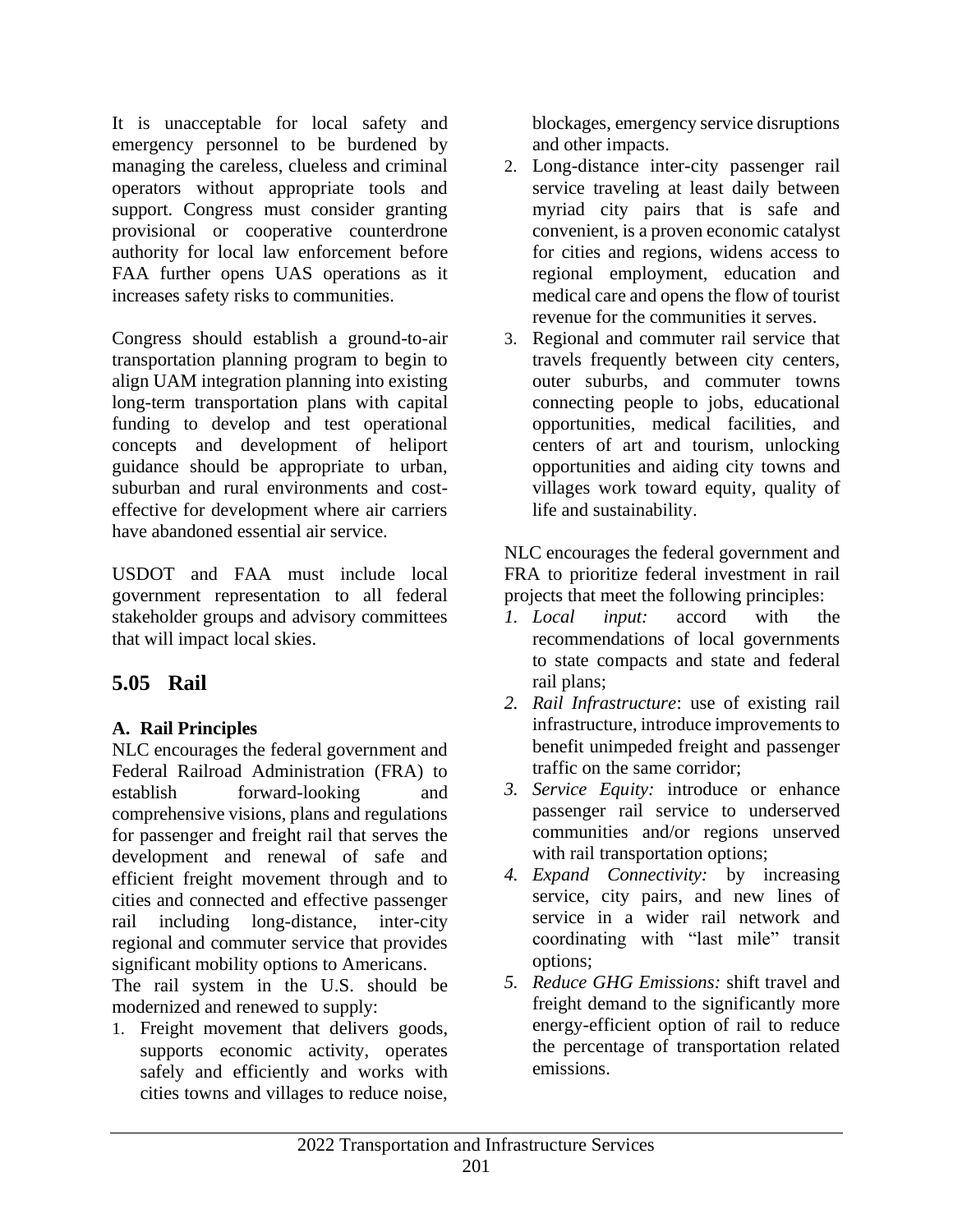It is unacceptable for local safety and emergency personnel to be burdened by managing the careless, clueless and criminal operators without appropriate tools and support. Congress must consider granting provisional or cooperative counterdrone authority for local law enforcement before FAA further opens UAS operations as it increases safety risks to communities.

Congress should establish a ground-to-air transportation planning program to begin to align UAM integration planning into existing long-term transportation plans with capital funding to develop and test operational concepts and development of heliport guidance should be appropriate to urban, suburban and rural environments and cost-effective for development where air carriers have abandoned essential air service.

USDOT and FAA must include local government representation to all federal stakeholder groups and advisory committees that will impact local skies.

## 5.05 Rail

### A. Rail Principles

NLC encourages the federal government and Federal Railroad Administration (FRA) to establish forward-looking and comprehensive visions, plans and regulations for passenger and freight rail that serves the development and renewal of safe and efficient freight movement through and to cities and connected and effective passenger rail including long-distance, inter-city regional and commuter service that provides significant mobility options to Americans.
The rail system in the U.S. should be modernized and renewed to supply:

1. Freight movement that delivers goods, supports economic activity, operates safely and efficiently and works with cities towns and villages to reduce noise, blockages, emergency service disruptions and other impacts.
2. Long-distance inter-city passenger rail service traveling at least daily between myriad city pairs that is safe and convenient, is a proven economic catalyst for cities and regions, widens access to regional employment, education and medical care and opens the flow of tourist revenue for the communities it serves.
3. Regional and commuter rail service that travels frequently between city centers, outer suburbs, and commuter towns connecting people to jobs, educational opportunities, medical facilities, and centers of art and tourism, unlocking opportunities and aiding city towns and villages work toward equity, quality of life and sustainability.

NLC encourages the federal government and FRA to prioritize federal investment in rail projects that meet the following principles:

1. *Local input:* accord with the recommendations of local governments to state compacts and state and federal rail plans;
2. *Rail Infrastructure*: use of existing rail infrastructure, introduce improvements to benefit unimpeded freight and passenger traffic on the same corridor;
3. *Service Equity:* introduce or enhance passenger rail service to underserved communities and/or regions unserved with rail transportation options;
4. *Expand Connectivity:* by increasing service, city pairs, and new lines of service in a wider rail network and coordinating with "last mile" transit options;
5. *Reduce GHG Emissions:* shift travel and freight demand to the significantly more energy-efficient option of rail to reduce the percentage of transportation related emissions.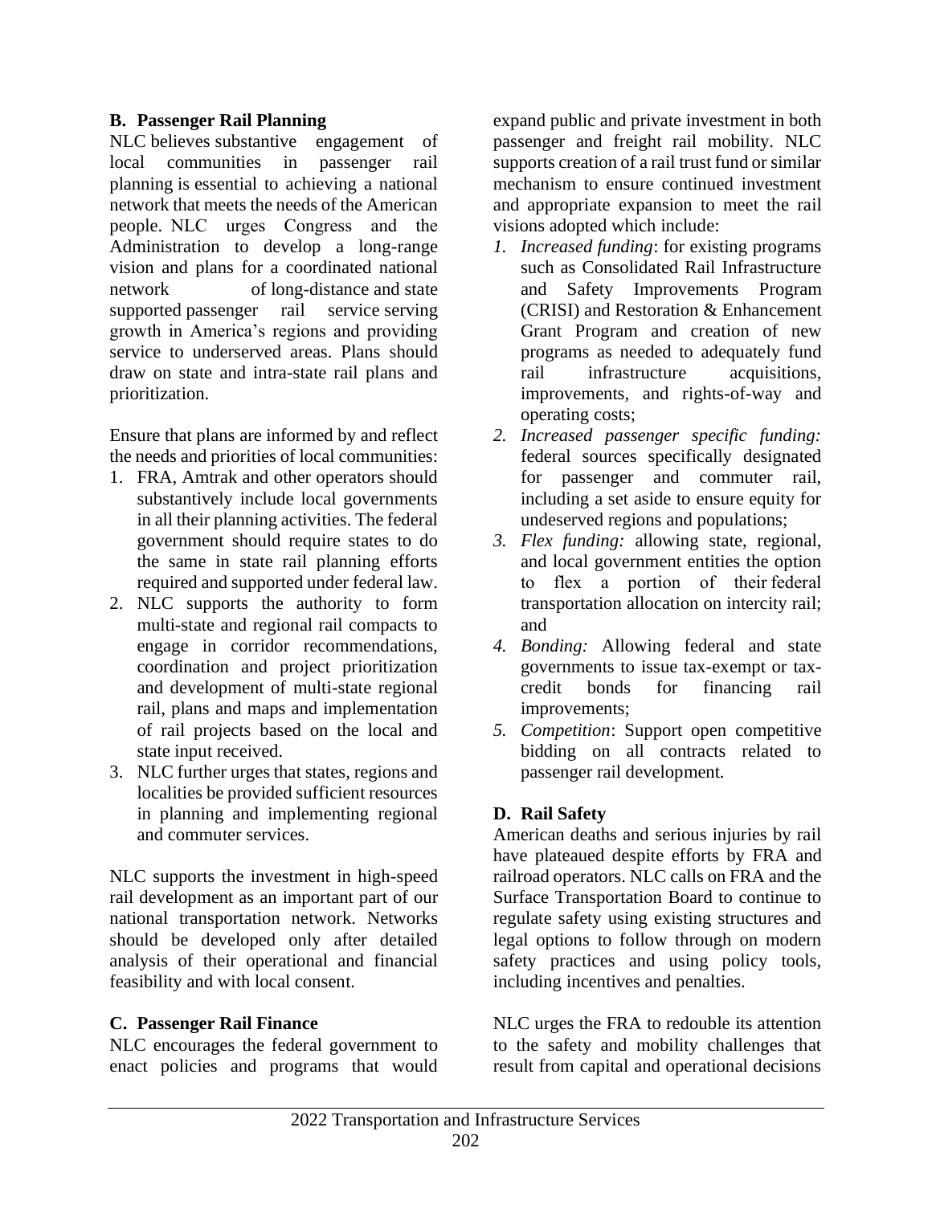### B. Passenger Rail Planning

NLC believes substantive engagement of local communities in passenger rail planning is essential to achieving a national network that meets the needs of the American people. NLC urges Congress and the Administration to develop a long-range vision and plans for a coordinated national network of long-distance and state supported passenger rail service serving growth in America's regions and providing service to underserved areas. Plans should draw on state and intra-state rail plans and prioritization.

Ensure that plans are informed by and reflect the needs and priorities of local communities:

1. FRA, Amtrak and other operators should substantively include local governments in all their planning activities. The federal government should require states to do the same in state rail planning efforts required and supported under federal law.
2. NLC supports the authority to form multi-state and regional rail compacts to engage in corridor recommendations, coordination and project prioritization and development of multi-state regional rail, plans and maps and implementation of rail projects based on the local and state input received.
3. NLC further urges that states, regions and localities be provided sufficient resources in planning and implementing regional and commuter services.

NLC supports the investment in high-speed rail development as an important part of our national transportation network. Networks should be developed only after detailed analysis of their operational and financial feasibility and with local consent.

### C. Passenger Rail Finance

NLC encourages the federal government to enact policies and programs that would expand public and private investment in both passenger and freight rail mobility. NLC supports creation of a rail trust fund or similar mechanism to ensure continued investment and appropriate expansion to meet the rail visions adopted which include:

1. *Increased funding*: for existing programs such as Consolidated Rail Infrastructure and Safety Improvements Program (CRISI) and Restoration & Enhancement Grant Program and creation of new programs as needed to adequately fund rail infrastructure acquisitions, improvements, and rights-of-way and operating costs;
2. *Increased passenger specific funding:* federal sources specifically designated for passenger and commuter rail, including a set aside to ensure equity for undeserved regions and populations;
3. *Flex funding:* allowing state, regional, and local government entities the option to flex a portion of their federal transportation allocation on intercity rail; and
4. *Bonding:* Allowing federal and state governments to issue tax-exempt or tax-credit bonds for financing rail improvements;
5. *Competition*: Support open competitive bidding on all contracts related to passenger rail development.

### D. Rail Safety

American deaths and serious injuries by rail have plateaued despite efforts by FRA and railroad operators. NLC calls on FRA and the Surface Transportation Board to continue to regulate safety using existing structures and legal options to follow through on modern safety practices and using policy tools, including incentives and penalties.

NLC urges the FRA to redouble its attention to the safety and mobility challenges that result from capital and operational decisions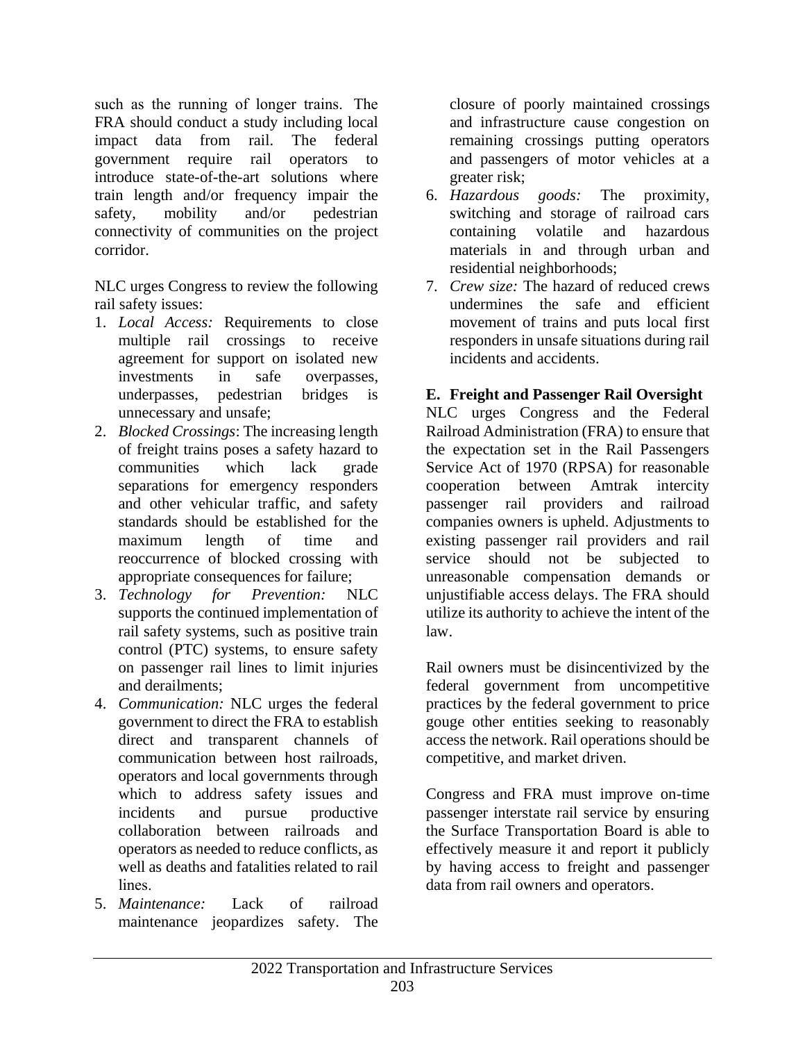such as the running of longer trains. The FRA should conduct a study including local impact data from rail. The federal government require rail operators to introduce state-of-the-art solutions where train length and/or frequency impair the safety, mobility and/or pedestrian connectivity of communities on the project corridor.

NLC urges Congress to review the following rail safety issues:

1. *Local Access:* Requirements to close multiple rail crossings to receive agreement for support on isolated new investments in safe overpasses, underpasses, pedestrian bridges is unnecessary and unsafe;
2. *Blocked Crossings*: The increasing length of freight trains poses a safety hazard to communities which lack grade separations for emergency responders and other vehicular traffic, and safety standards should be established for the maximum length of time and reoccurrence of blocked crossing with appropriate consequences for failure;
3. *Technology for Prevention:* NLC supports the continued implementation of rail safety systems, such as positive train control (PTC) systems, to ensure safety on passenger rail lines to limit injuries and derailments;
4. *Communication:* NLC urges the federal government to direct the FRA to establish direct and transparent channels of communication between host railroads, operators and local governments through which to address safety issues and incidents and pursue productive collaboration between railroads and operators as needed to reduce conflicts, as well as deaths and fatalities related to rail lines.
5. *Maintenance:* Lack of railroad maintenance jeopardizes safety. The closure of poorly maintained crossings and infrastructure cause congestion on remaining crossings putting operators and passengers of motor vehicles at a greater risk;
6. *Hazardous goods:* The proximity, switching and storage of railroad cars containing volatile and hazardous materials in and through urban and residential neighborhoods;
7. *Crew size:* The hazard of reduced crews undermines the safe and efficient movement of trains and puts local first responders in unsafe situations during rail incidents and accidents.

### E. Freight and Passenger Rail Oversight

NLC urges Congress and the Federal Railroad Administration (FRA) to ensure that the expectation set in the Rail Passengers Service Act of 1970 (RPSA) for reasonable cooperation between Amtrak intercity passenger rail providers and railroad companies owners is upheld. Adjustments to existing passenger rail providers and rail service should not be subjected to unreasonable compensation demands or unjustifiable access delays. The FRA should utilize its authority to achieve the intent of the law.

Rail owners must be disincentivized by the federal government from uncompetitive practices by the federal government to price gouge other entities seeking to reasonably access the network. Rail operations should be competitive, and market driven.

Congress and FRA must improve on-time passenger interstate rail service by ensuring the Surface Transportation Board is able to effectively measure it and report it publicly by having access to freight and passenger data from rail owners and operators.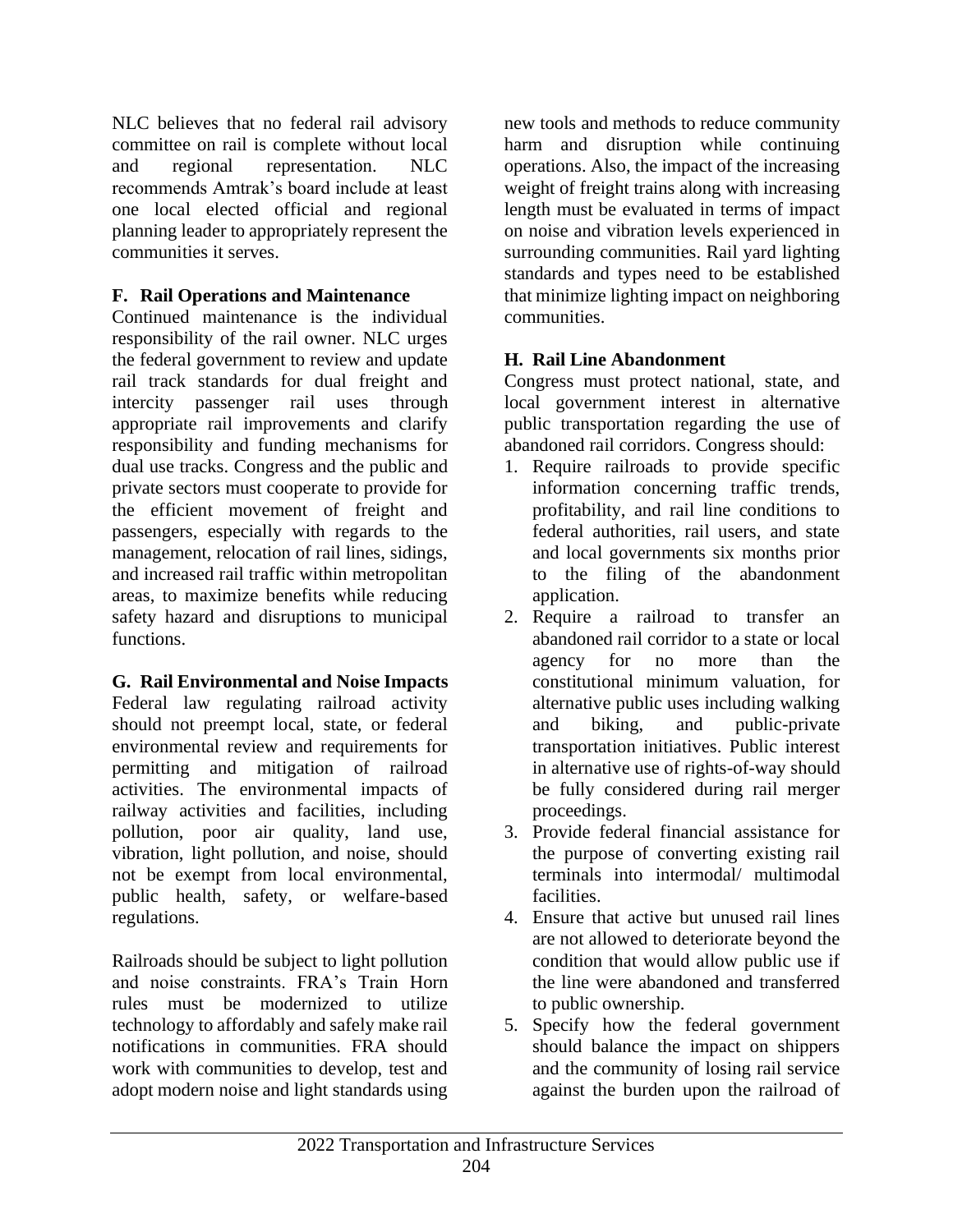NLC believes that no federal rail advisory committee on rail is complete without local and regional representation. NLC recommends Amtrak's board include at least one local elected official and regional planning leader to appropriately represent the communities it serves.

### F. Rail Operations and Maintenance

Continued maintenance is the individual responsibility of the rail owner. NLC urges the federal government to review and update rail track standards for dual freight and intercity passenger rail uses through appropriate rail improvements and clarify responsibility and funding mechanisms for dual use tracks. Congress and the public and private sectors must cooperate to provide for the efficient movement of freight and passengers, especially with regards to the management, relocation of rail lines, sidings, and increased rail traffic within metropolitan areas, to maximize benefits while reducing safety hazard and disruptions to municipal functions.

### G. Rail Environmental and Noise Impacts

Federal law regulating railroad activity should not preempt local, state, or federal environmental review and requirements for permitting and mitigation of railroad activities. The environmental impacts of railway activities and facilities, including pollution, poor air quality, land use, vibration, light pollution, and noise, should not be exempt from local environmental, public health, safety, or welfare-based regulations.

Railroads should be subject to light pollution and noise constraints. FRA's Train Horn rules must be modernized to utilize technology to affordably and safely make rail notifications in communities. FRA should work with communities to develop, test and adopt modern noise and light standards using new tools and methods to reduce community harm and disruption while continuing operations. Also, the impact of the increasing weight of freight trains along with increasing length must be evaluated in terms of impact on noise and vibration levels experienced in surrounding communities. Rail yard lighting standards and types need to be established that minimize lighting impact on neighboring communities.

### H. Rail Line Abandonment

Congress must protect national, state, and local government interest in alternative public transportation regarding the use of abandoned rail corridors. Congress should:

1. Require railroads to provide specific information concerning traffic trends, profitability, and rail line conditions to federal authorities, rail users, and state and local governments six months prior to the filing of the abandonment application.
2. Require a railroad to transfer an abandoned rail corridor to a state or local agency for no more than the constitutional minimum valuation, for alternative public uses including walking and biking, and public-private transportation initiatives. Public interest in alternative use of rights-of-way should be fully considered during rail merger proceedings.
3. Provide federal financial assistance for the purpose of converting existing rail terminals into intermodal/ multimodal facilities.
4. Ensure that active but unused rail lines are not allowed to deteriorate beyond the condition that would allow public use if the line were abandoned and transferred to public ownership.
5. Specify how the federal government should balance the impact on shippers and the community of losing rail service against the burden upon the railroad of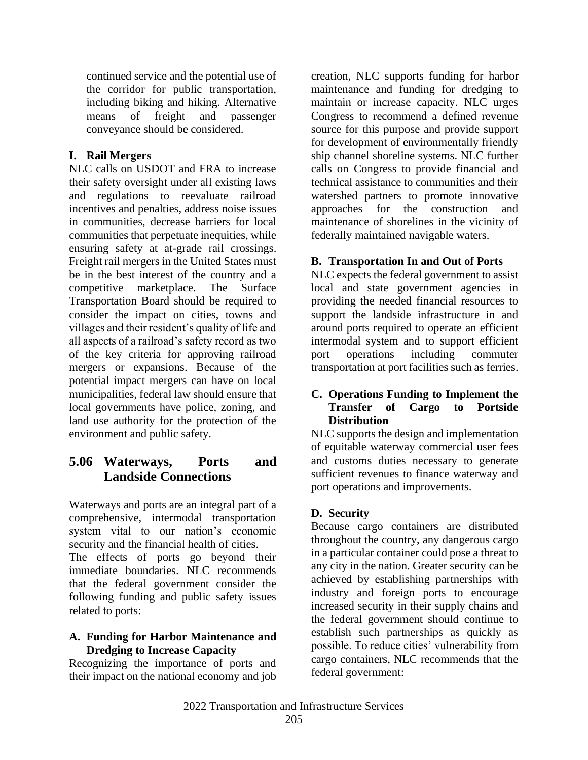continued service and the potential use of the corridor for public transportation, including biking and hiking. Alternative means of freight and passenger conveyance should be considered.

### I. Rail Mergers

NLC calls on USDOT and FRA to increase their safety oversight under all existing laws and regulations to reevaluate railroad incentives and penalties, address noise issues in communities, decrease barriers for local communities that perpetuate inequities, while ensuring safety at at-grade rail crossings. Freight rail mergers in the United States must be in the best interest of the country and a competitive marketplace. The Surface Transportation Board should be required to consider the impact on cities, towns and villages and their resident's quality of life and all aspects of a railroad's safety record as two of the key criteria for approving railroad mergers or expansions. Because of the potential impact mergers can have on local municipalities, federal law should ensure that local governments have police, zoning, and land use authority for the protection of the environment and public safety.

## 5.06 Waterways, Ports and Landside Connections

Waterways and ports are an integral part of a comprehensive, intermodal transportation system vital to our nation's economic security and the financial health of cities.

The effects of ports go beyond their immediate boundaries. NLC recommends that the federal government consider the following funding and public safety issues related to ports:

### A. Funding for Harbor Maintenance and Dredging to Increase Capacity

Recognizing the importance of ports and their impact on the national economy and job creation, NLC supports funding for harbor maintenance and funding for dredging to maintain or increase capacity. NLC urges Congress to recommend a defined revenue source for this purpose and provide support for development of environmentally friendly ship channel shoreline systems. NLC further calls on Congress to provide financial and technical assistance to communities and their watershed partners to promote innovative approaches for the construction and maintenance of shorelines in the vicinity of federally maintained navigable waters.

### B. Transportation In and Out of Ports

NLC expects the federal government to assist local and state government agencies in providing the needed financial resources to support the landside infrastructure in and around ports required to operate an efficient intermodal system and to support efficient port operations including commuter transportation at port facilities such as ferries.

### C. Operations Funding to Implement the Transfer of Cargo to Portside Distribution

NLC supports the design and implementation of equitable waterway commercial user fees and customs duties necessary to generate sufficient revenues to finance waterway and port operations and improvements.

### D. Security

Because cargo containers are distributed throughout the country, any dangerous cargo in a particular container could pose a threat to any city in the nation. Greater security can be achieved by establishing partnerships with industry and foreign ports to encourage increased security in their supply chains and the federal government should continue to establish such partnerships as quickly as possible. To reduce cities' vulnerability from cargo containers, NLC recommends that the federal government: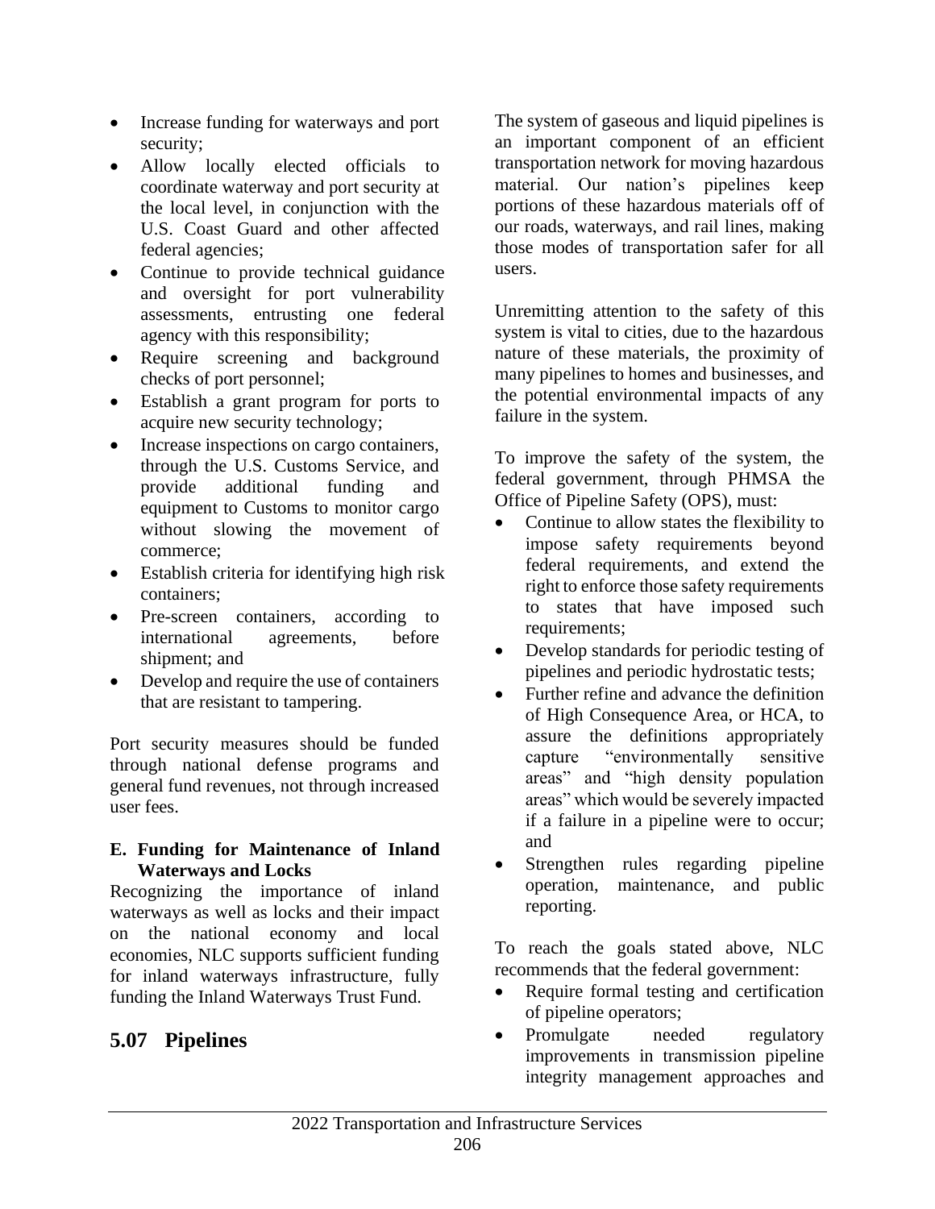- Increase funding for waterways and port security;
- Allow locally elected officials to coordinate waterway and port security at the local level, in conjunction with the U.S. Coast Guard and other affected federal agencies;
- Continue to provide technical guidance and oversight for port vulnerability assessments, entrusting one federal agency with this responsibility;
- Require screening and background checks of port personnel;
- Establish a grant program for ports to acquire new security technology;
- Increase inspections on cargo containers, through the U.S. Customs Service, and provide additional funding and equipment to Customs to monitor cargo without slowing the movement of commerce;
- Establish criteria for identifying high risk containers;
- Pre-screen containers, according to international agreements, before shipment; and
- Develop and require the use of containers that are resistant to tampering.

Port security measures should be funded through national defense programs and general fund revenues, not through increased user fees.

#### E. Funding for Maintenance of Inland Waterways and Locks

Recognizing the importance of inland waterways as well as locks and their impact on the national economy and local economies, NLC supports sufficient funding for inland waterways infrastructure, fully funding the Inland Waterways Trust Fund.

## 5.07 Pipelines

The system of gaseous and liquid pipelines is an important component of an efficient transportation network for moving hazardous material. Our nation's pipelines keep portions of these hazardous materials off of our roads, waterways, and rail lines, making those modes of transportation safer for all users.

Unremitting attention to the safety of this system is vital to cities, due to the hazardous nature of these materials, the proximity of many pipelines to homes and businesses, and the potential environmental impacts of any failure in the system.

To improve the safety of the system, the federal government, through PHMSA the Office of Pipeline Safety (OPS), must:

- Continue to allow states the flexibility to impose safety requirements beyond federal requirements, and extend the right to enforce those safety requirements to states that have imposed such requirements;
- Develop standards for periodic testing of pipelines and periodic hydrostatic tests;
- Further refine and advance the definition of High Consequence Area, or HCA, to assure the definitions appropriately capture "environmentally sensitive areas" and "high density population areas" which would be severely impacted if a failure in a pipeline were to occur; and
- Strengthen rules regarding pipeline operation, maintenance, and public reporting.

To reach the goals stated above, NLC recommends that the federal government:

- Require formal testing and certification of pipeline operators;
- Promulgate needed regulatory improvements in transmission pipeline integrity management approaches and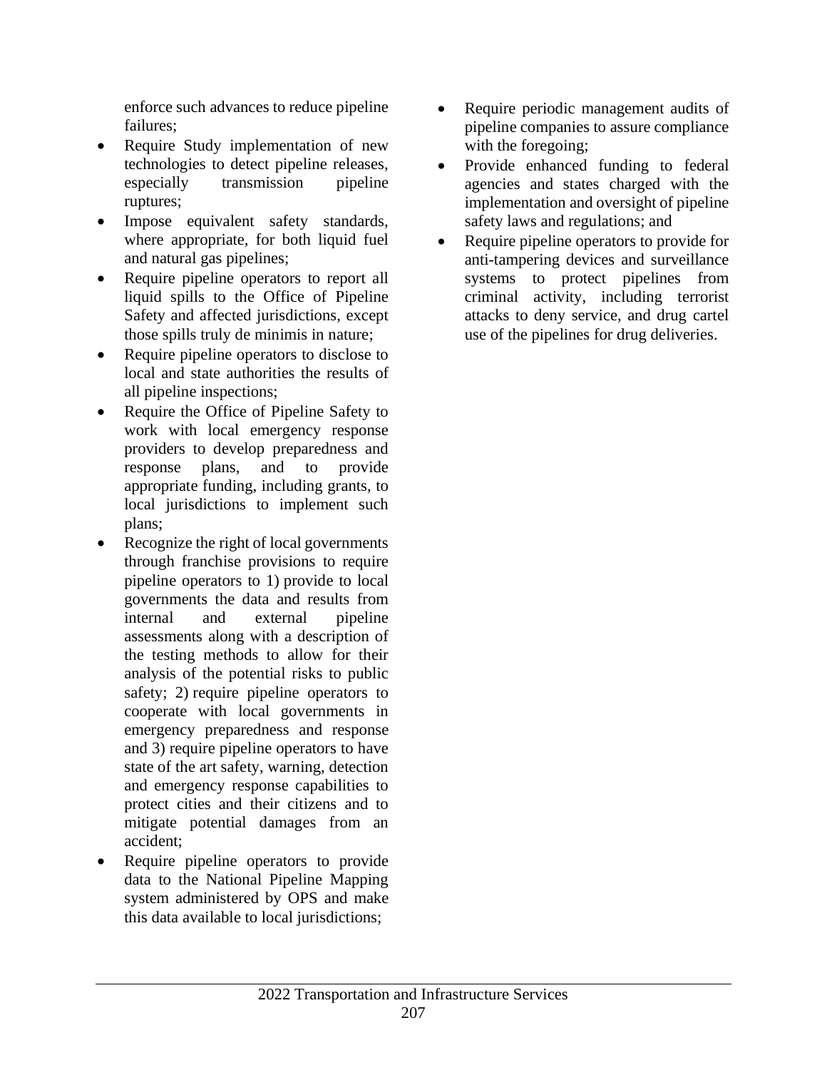enforce such advances to reduce pipeline failures;

- Require Study implementation of new technologies to detect pipeline releases, especially transmission pipeline ruptures;
- Impose equivalent safety standards, where appropriate, for both liquid fuel and natural gas pipelines;
- Require pipeline operators to report all liquid spills to the Office of Pipeline Safety and affected jurisdictions, except those spills truly de minimis in nature;
- Require pipeline operators to disclose to local and state authorities the results of all pipeline inspections;
- Require the Office of Pipeline Safety to work with local emergency response providers to develop preparedness and response plans, and to provide appropriate funding, including grants, to local jurisdictions to implement such plans;
- Recognize the right of local governments through franchise provisions to require pipeline operators to 1) provide to local governments the data and results from internal and external pipeline assessments along with a description of the testing methods to allow for their analysis of the potential risks to public safety; 2) require pipeline operators to cooperate with local governments in emergency preparedness and response and 3) require pipeline operators to have state of the art safety, warning, detection and emergency response capabilities to protect cities and their citizens and to mitigate potential damages from an accident;
- Require pipeline operators to provide data to the National Pipeline Mapping system administered by OPS and make this data available to local jurisdictions;
- Require periodic management audits of pipeline companies to assure compliance with the foregoing;
- Provide enhanced funding to federal agencies and states charged with the implementation and oversight of pipeline safety laws and regulations; and
- Require pipeline operators to provide for anti-tampering devices and surveillance systems to protect pipelines from criminal activity, including terrorist attacks to deny service, and drug cartel use of the pipelines for drug deliveries.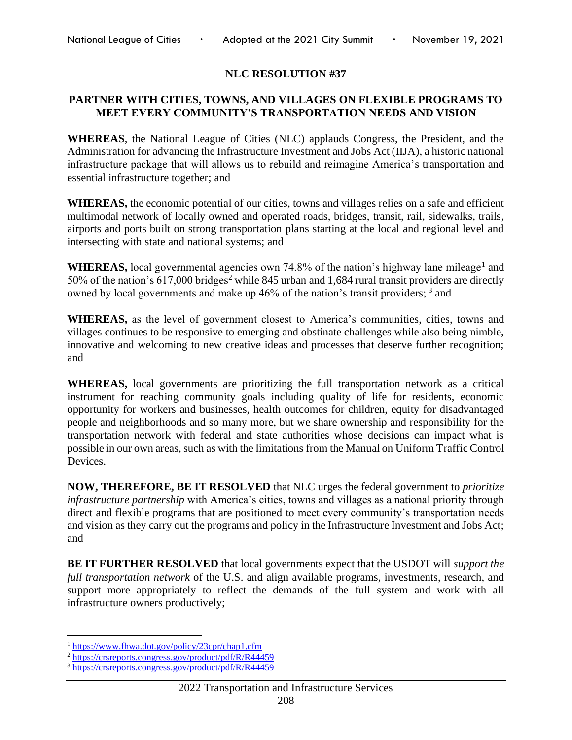## NLC RESOLUTION #37

## PARTNER WITH CITIES, TOWNS, AND VILLAGES ON FLEXIBLE PROGRAMS TO MEET EVERY COMMUNITY'S TRANSPORTATION NEEDS AND VISION

**WHEREAS**, the National League of Cities (NLC) applauds Congress, the President, and the Administration for advancing the Infrastructure Investment and Jobs Act (IIJA), a historic national infrastructure package that will allows us to rebuild and reimagine America's transportation and essential infrastructure together; and

**WHEREAS,** the economic potential of our cities, towns and villages relies on a safe and efficient multimodal network of locally owned and operated roads, bridges, transit, rail, sidewalks, trails, airports and ports built on strong transportation plans starting at the local and regional level and intersecting with state and national systems; and

**WHEREAS,** local governmental agencies own 74.8% of the nation's highway lane mileage[1] and 50% of the nation's 617,000 bridges[2] while 845 urban and 1,684 rural transit providers are directly owned by local governments and make up 46% of the nation's transit providers; [3] and

**WHEREAS,** as the level of government closest to America's communities, cities, towns and villages continues to be responsive to emerging and obstinate challenges while also being nimble, innovative and welcoming to new creative ideas and processes that deserve further recognition; and

**WHEREAS,** local governments are prioritizing the full transportation network as a critical instrument for reaching community goals including quality of life for residents, economic opportunity for workers and businesses, health outcomes for children, equity for disadvantaged people and neighborhoods and so many more, but we share ownership and responsibility for the transportation network with federal and state authorities whose decisions can impact what is possible in our own areas, such as with the limitations from the Manual on Uniform Traffic Control Devices.

**NOW, THEREFORE, BE IT RESOLVED** that NLC urges the federal government to *prioritize infrastructure partnership* with America's cities, towns and villages as a national priority through direct and flexible programs that are positioned to meet every community's transportation needs and vision as they carry out the programs and policy in the Infrastructure Investment and Jobs Act; and

**BE IT FURTHER RESOLVED** that local governments expect that the USDOT will *support the full transportation network* of the U.S. and align available programs, investments, research, and support more appropriately to reflect the demands of the full system and work with all infrastructure owners productively;

---

[1] https://www.fhwa.dot.gov/policy/23cpr/chap1.cfm
[2] https://crsreports.congress.gov/product/pdf/R/R44459
[3] https://crsreports.congress.gov/product/pdf/R/R44459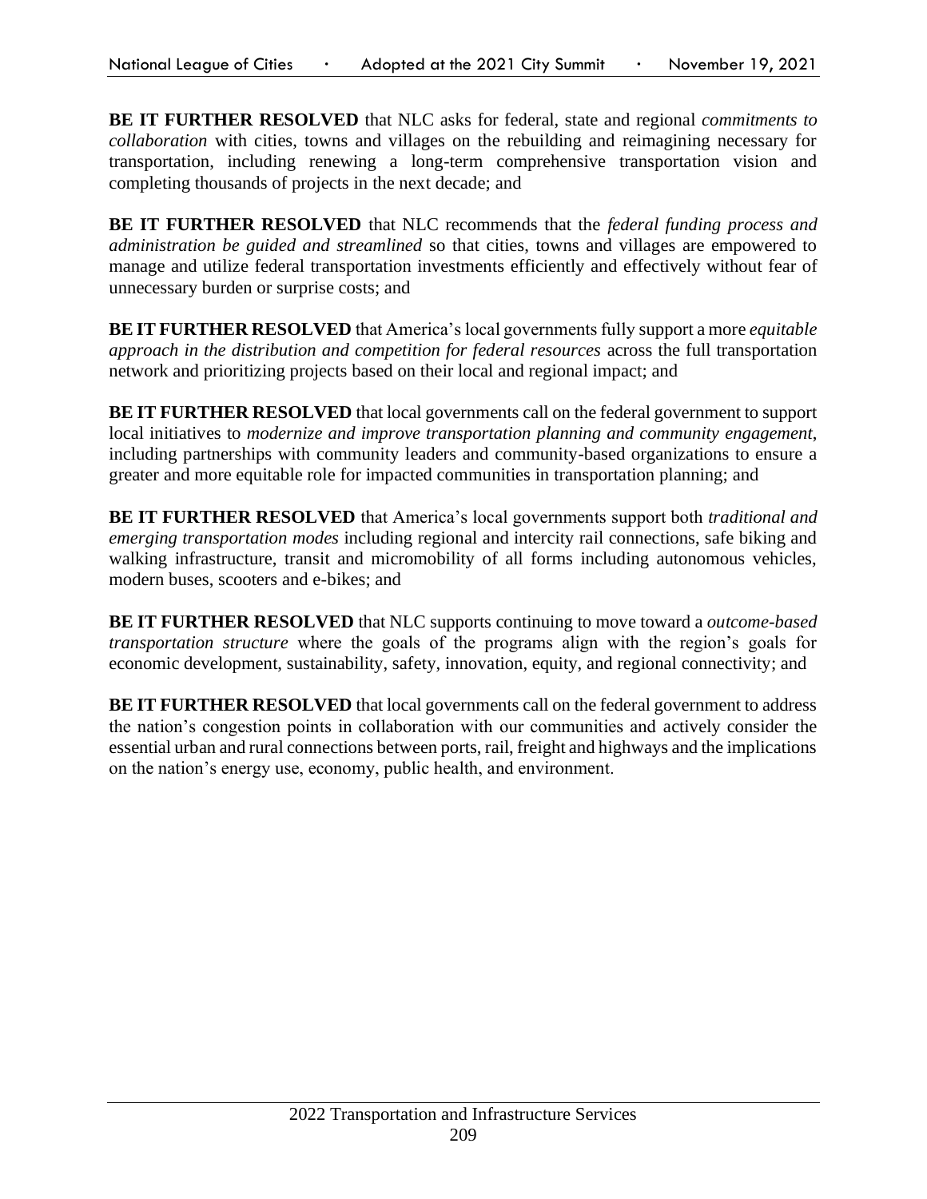**BE IT FURTHER RESOLVED** that NLC asks for federal, state and regional *commitments to collaboration* with cities, towns and villages on the rebuilding and reimagining necessary for transportation, including renewing a long-term comprehensive transportation vision and completing thousands of projects in the next decade; and

**BE IT FURTHER RESOLVED** that NLC recommends that the *federal funding process and administration be guided and streamlined* so that cities, towns and villages are empowered to manage and utilize federal transportation investments efficiently and effectively without fear of unnecessary burden or surprise costs; and

**BE IT FURTHER RESOLVED** that America's local governments fully support a more *equitable approach in the distribution and competition for federal resources* across the full transportation network and prioritizing projects based on their local and regional impact; and

**BE IT FURTHER RESOLVED** that local governments call on the federal government to support local initiatives to *modernize and improve transportation planning and community engagement*, including partnerships with community leaders and community-based organizations to ensure a greater and more equitable role for impacted communities in transportation planning; and

**BE IT FURTHER RESOLVED** that America's local governments support both *traditional and emerging transportation modes* including regional and intercity rail connections, safe biking and walking infrastructure, transit and micromobility of all forms including autonomous vehicles, modern buses, scooters and e-bikes; and

**BE IT FURTHER RESOLVED** that NLC supports continuing to move toward a *outcome-based transportation structure* where the goals of the programs align with the region's goals for economic development, sustainability, safety, innovation, equity, and regional connectivity; and

**BE IT FURTHER RESOLVED** that local governments call on the federal government to address the nation's congestion points in collaboration with our communities and actively consider the essential urban and rural connections between ports, rail, freight and highways and the implications on the nation's energy use, economy, public health, and environment.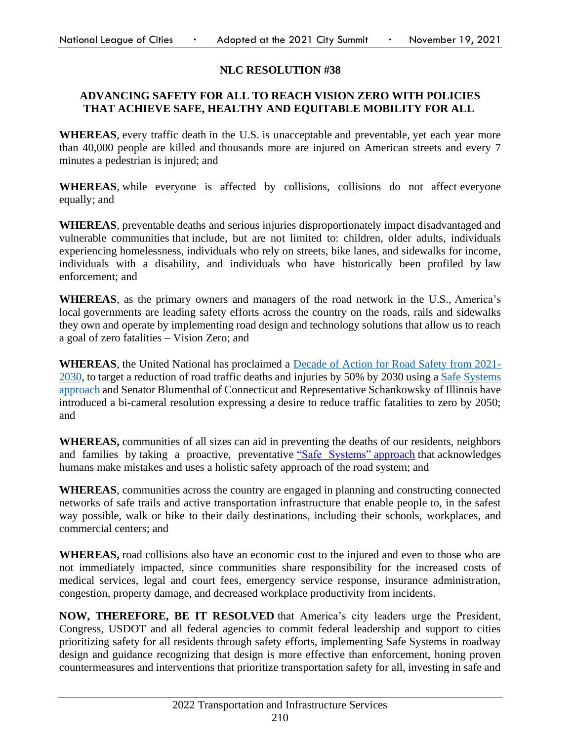**NLC RESOLUTION #38**

**ADVANCING SAFETY FOR ALL TO REACH VISION ZERO WITH POLICIES THAT ACHIEVE SAFE, HEALTHY AND EQUITABLE MOBILITY FOR ALL**

**WHEREAS**, every traffic death in the U.S. is unacceptable and preventable, yet each year more than 40,000 people are killed and thousands more are injured on American streets and every 7 minutes a pedestrian is injured; and

**WHEREAS**, while everyone is affected by collisions, collisions do not affect everyone equally; and

**WHEREAS**, preventable deaths and serious injuries disproportionately impact disadvantaged and vulnerable communities that include, but are not limited to: children, older adults, individuals experiencing homelessness, individuals who rely on streets, bike lanes, and sidewalks for income, individuals with a disability, and individuals who have historically been profiled by law enforcement; and

**WHEREAS**, as the primary owners and managers of the road network in the U.S., America's local governments are leading safety efforts across the country on the roads, rails and sidewalks they own and operate by implementing road design and technology solutions that allow us to reach a goal of zero fatalities – Vision Zero; and

**WHEREAS**, the United National has proclaimed a Decade of Action for Road Safety from 2021-2030, to target a reduction of road traffic deaths and injuries by 50% by 2030 using a Safe Systems approach and Senator Blumenthal of Connecticut and Representative Schankowsky of Illinois have introduced a bi-cameral resolution expressing a desire to reduce traffic fatalities to zero by 2050; and

**WHEREAS,** communities of all sizes can aid in preventing the deaths of our residents, neighbors and families by taking a proactive, preventative "Safe Systems" approach that acknowledges humans make mistakes and uses a holistic safety approach of the road system; and

**WHEREAS**, communities across the country are engaged in planning and constructing connected networks of safe trails and active transportation infrastructure that enable people to, in the safest way possible, walk or bike to their daily destinations, including their schools, workplaces, and commercial centers; and

**WHEREAS,** road collisions also have an economic cost to the injured and even to those who are not immediately impacted, since communities share responsibility for the increased costs of medical services, legal and court fees, emergency service response, insurance administration, congestion, property damage, and decreased workplace productivity from incidents.

**NOW, THEREFORE, BE IT RESOLVED** that America's city leaders urge the President, Congress, USDOT and all federal agencies to commit federal leadership and support to cities prioritizing safety for all residents through safety efforts, implementing Safe Systems in roadway design and guidance recognizing that design is more effective than enforcement, honing proven countermeasures and interventions that prioritize transportation safety for all, investing in safe and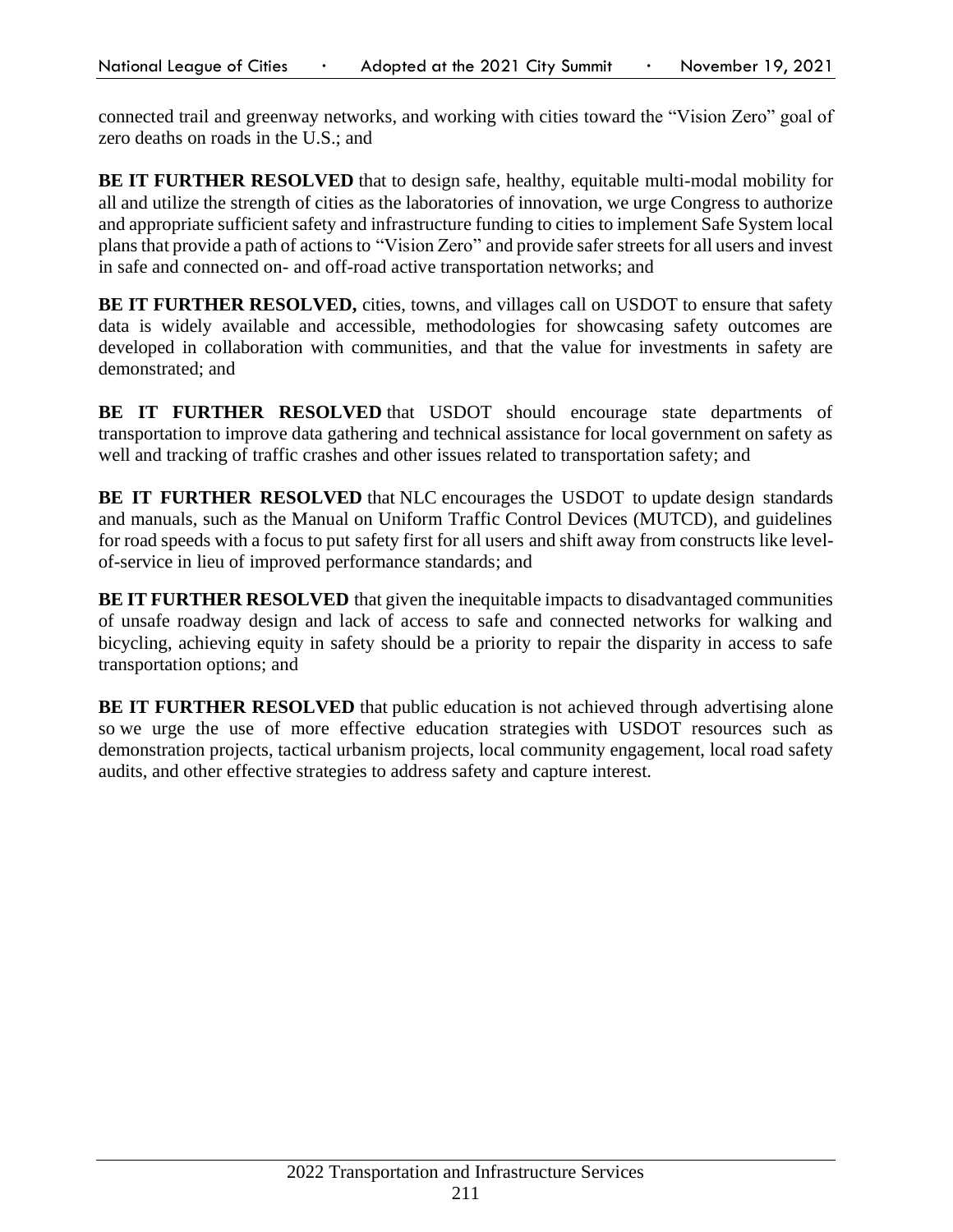connected trail and greenway networks, and working with cities toward the "Vision Zero" goal of zero deaths on roads in the U.S.; and

**BE IT FURTHER RESOLVED** that to design safe, healthy, equitable multi-modal mobility for all and utilize the strength of cities as the laboratories of innovation, we urge Congress to authorize and appropriate sufficient safety and infrastructure funding to cities to implement Safe System local plans that provide a path of actions to "Vision Zero" and provide safer streets for all users and invest in safe and connected on- and off-road active transportation networks; and

**BE IT FURTHER RESOLVED,** cities, towns, and villages call on USDOT to ensure that safety data is widely available and accessible, methodologies for showcasing safety outcomes are developed in collaboration with communities, and that the value for investments in safety are demonstrated; and

**BE IT FURTHER RESOLVED** that USDOT should encourage state departments of transportation to improve data gathering and technical assistance for local government on safety as well and tracking of traffic crashes and other issues related to transportation safety; and

**BE IT FURTHER RESOLVED** that NLC encourages the USDOT to update design standards and manuals, such as the Manual on Uniform Traffic Control Devices (MUTCD), and guidelines for road speeds with a focus to put safety first for all users and shift away from constructs like level-of-service in lieu of improved performance standards; and

**BE IT FURTHER RESOLVED** that given the inequitable impacts to disadvantaged communities of unsafe roadway design and lack of access to safe and connected networks for walking and bicycling, achieving equity in safety should be a priority to repair the disparity in access to safe transportation options; and

**BE IT FURTHER RESOLVED** that public education is not achieved through advertising alone so we urge the use of more effective education strategies with USDOT resources such as demonstration projects, tactical urbanism projects, local community engagement, local road safety audits, and other effective strategies to address safety and capture interest.